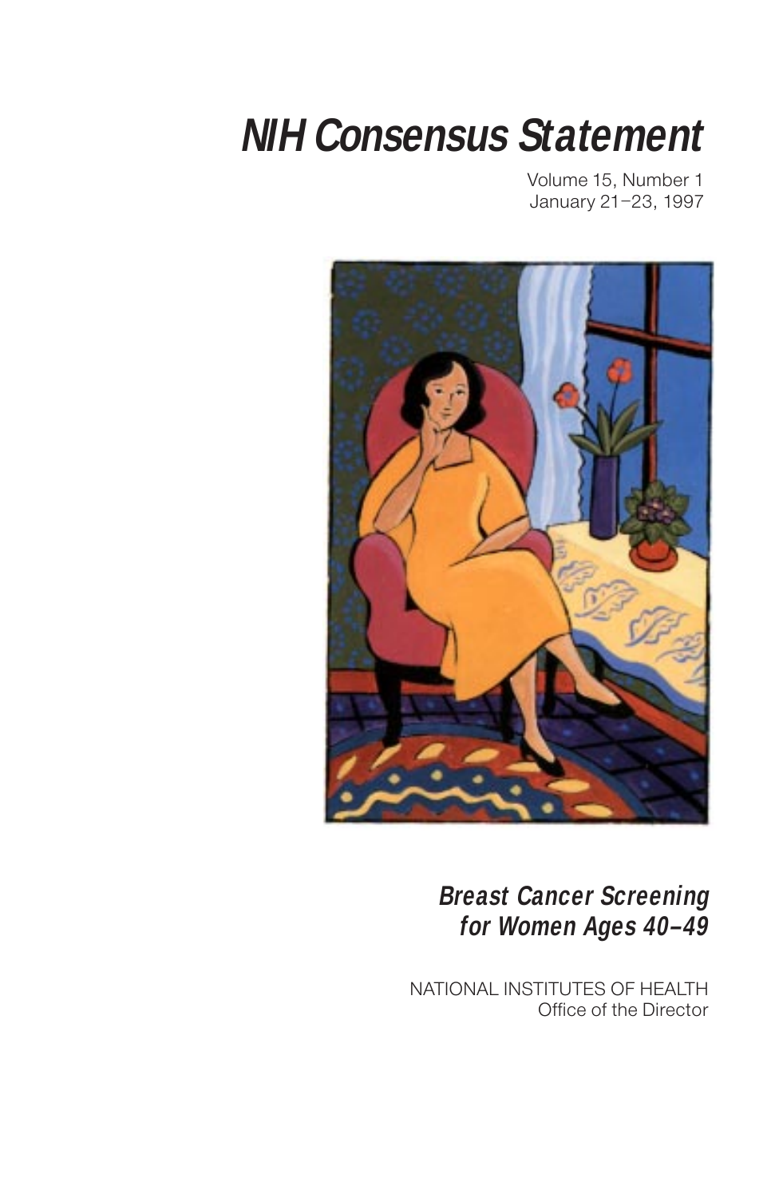# NIH Consensus Statement

Volume 15, Number 1
January 21–23, 1997

## *Breast Cancer Screening for Women Ages 40–49*

NATIONAL INSTITUTES OF HEALTH
Office of the Director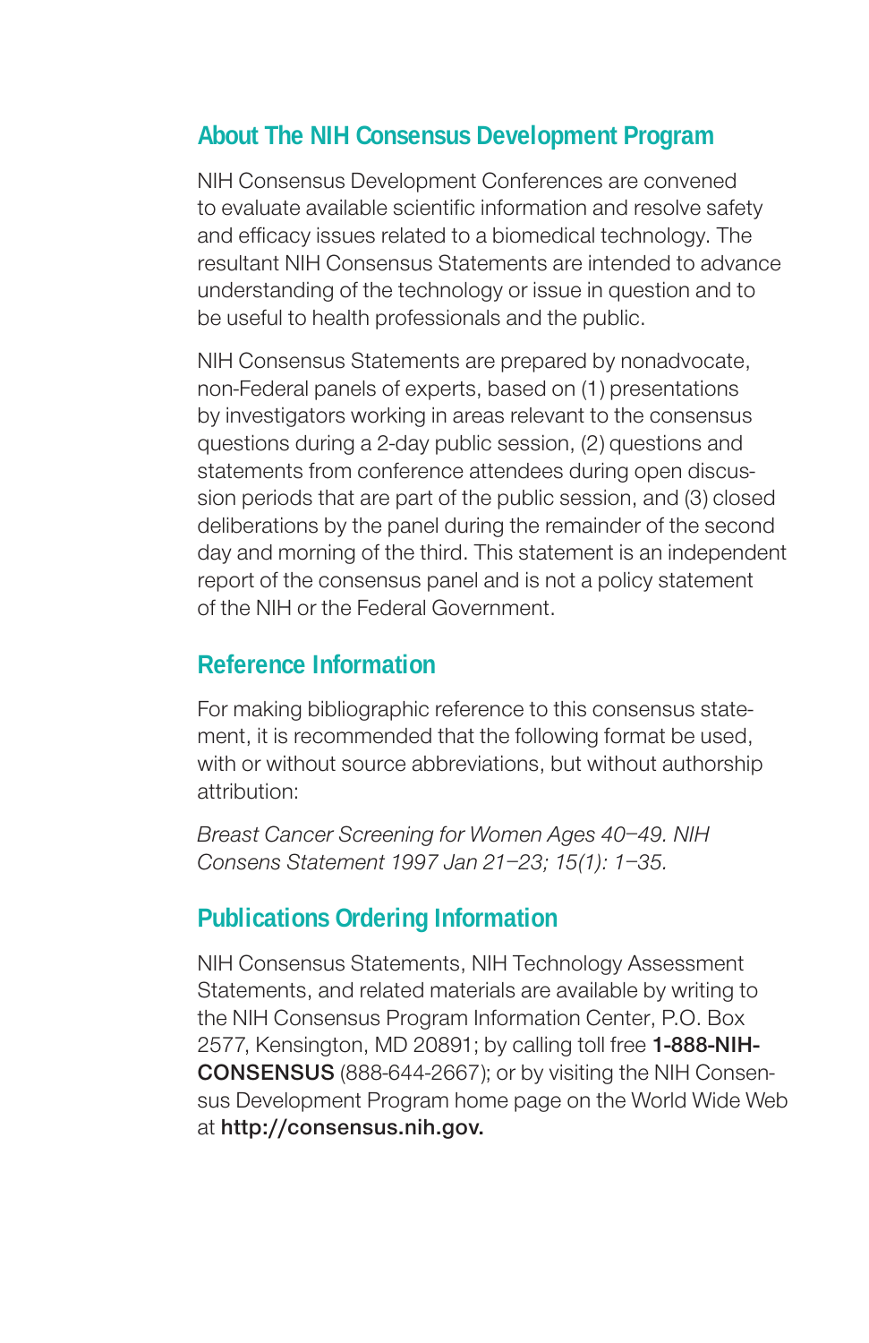## About The NIH Consensus Development Program

NIH Consensus Development Conferences are convened to evaluate available scientific information and resolve safety and efficacy issues related to a biomedical technology. The resultant NIH Consensus Statements are intended to advance understanding of the technology or issue in question and to be useful to health professionals and the public.

NIH Consensus Statements are prepared by nonadvocate, non-Federal panels of experts, based on (1) presentations by investigators working in areas relevant to the consensus questions during a 2-day public session, (2) questions and statements from conference attendees during open discussion periods that are part of the public session, and (3) closed deliberations by the panel during the remainder of the second day and morning of the third. This statement is an independent report of the consensus panel and is not a policy statement of the NIH or the Federal Government.

## Reference Information

For making bibliographic reference to this consensus statement, it is recommended that the following format be used, with or without source abbreviations, but without authorship attribution:

*Breast Cancer Screening for Women Ages 40–49. NIH Consens Statement 1997 Jan 21–23; 15(1): 1–35.*

## Publications Ordering Information

NIH Consensus Statements, NIH Technology Assessment Statements, and related materials are available by writing to the NIH Consensus Program Information Center, P.O. Box 2577, Kensington, MD 20891; by calling toll free **1-888-NIH-CONSENSUS** (888-644-2667); or by visiting the NIH Consensus Development Program home page on the World Wide Web at **http://consensus.nih.gov.**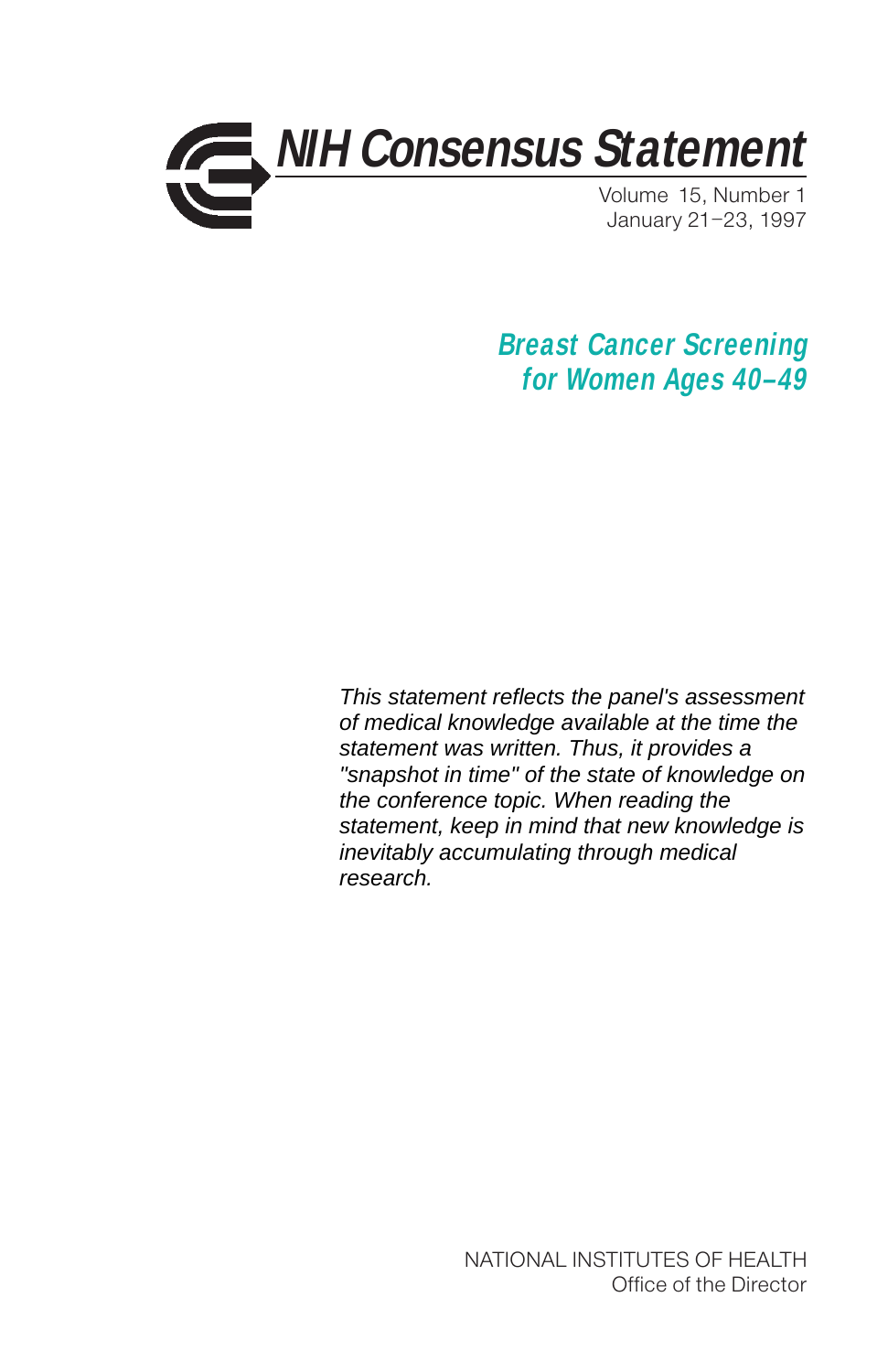# NIH Consensus Statement

Volume 15, Number 1
January 21–23, 1997

## Breast Cancer Screening for Women Ages 40–49

*This statement reflects the panel's assessment of medical knowledge available at the time the statement was written. Thus, it provides a "snapshot in time" of the state of knowledge on the conference topic. When reading the statement, keep in mind that new knowledge is inevitably accumulating through medical research.*

NATIONAL INSTITUTES OF HEALTH
Office of the Director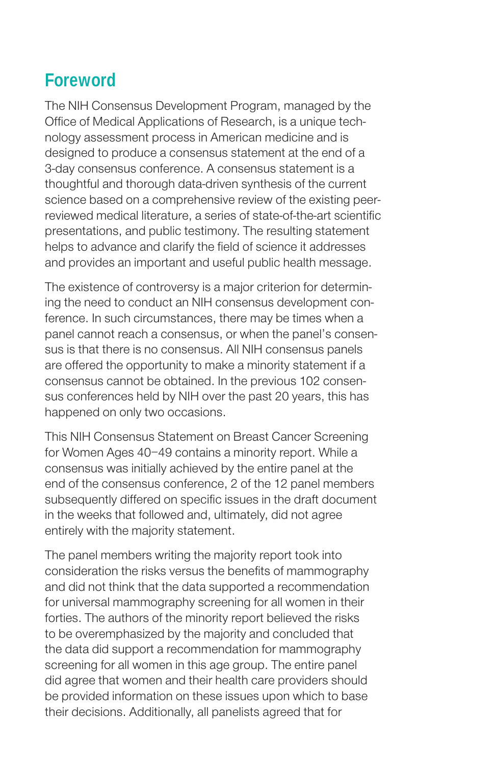## Foreword

The NIH Consensus Development Program, managed by the Office of Medical Applications of Research, is a unique technology assessment process in American medicine and is designed to produce a consensus statement at the end of a 3-day consensus conference. A consensus statement is a thoughtful and thorough data-driven synthesis of the current science based on a comprehensive review of the existing peer-reviewed medical literature, a series of state-of-the-art scientific presentations, and public testimony. The resulting statement helps to advance and clarify the field of science it addresses and provides an important and useful public health message.

The existence of controversy is a major criterion for determining the need to conduct an NIH consensus development conference. In such circumstances, there may be times when a panel cannot reach a consensus, or when the panel's consensus is that there is no consensus. All NIH consensus panels are offered the opportunity to make a minority statement if a consensus cannot be obtained. In the previous 102 consensus conferences held by NIH over the past 20 years, this has happened on only two occasions.

This NIH Consensus Statement on Breast Cancer Screening for Women Ages 40–49 contains a minority report. While a consensus was initially achieved by the entire panel at the end of the consensus conference, 2 of the 12 panel members subsequently differed on specific issues in the draft document in the weeks that followed and, ultimately, did not agree entirely with the majority statement.

The panel members writing the majority report took into consideration the risks versus the benefits of mammography and did not think that the data supported a recommendation for universal mammography screening for all women in their forties. The authors of the minority report believed the risks to be overemphasized by the majority and concluded that the data did support a recommendation for mammography screening for all women in this age group. The entire panel did agree that women and their health care providers should be provided information on these issues upon which to base their decisions. Additionally, all panelists agreed that for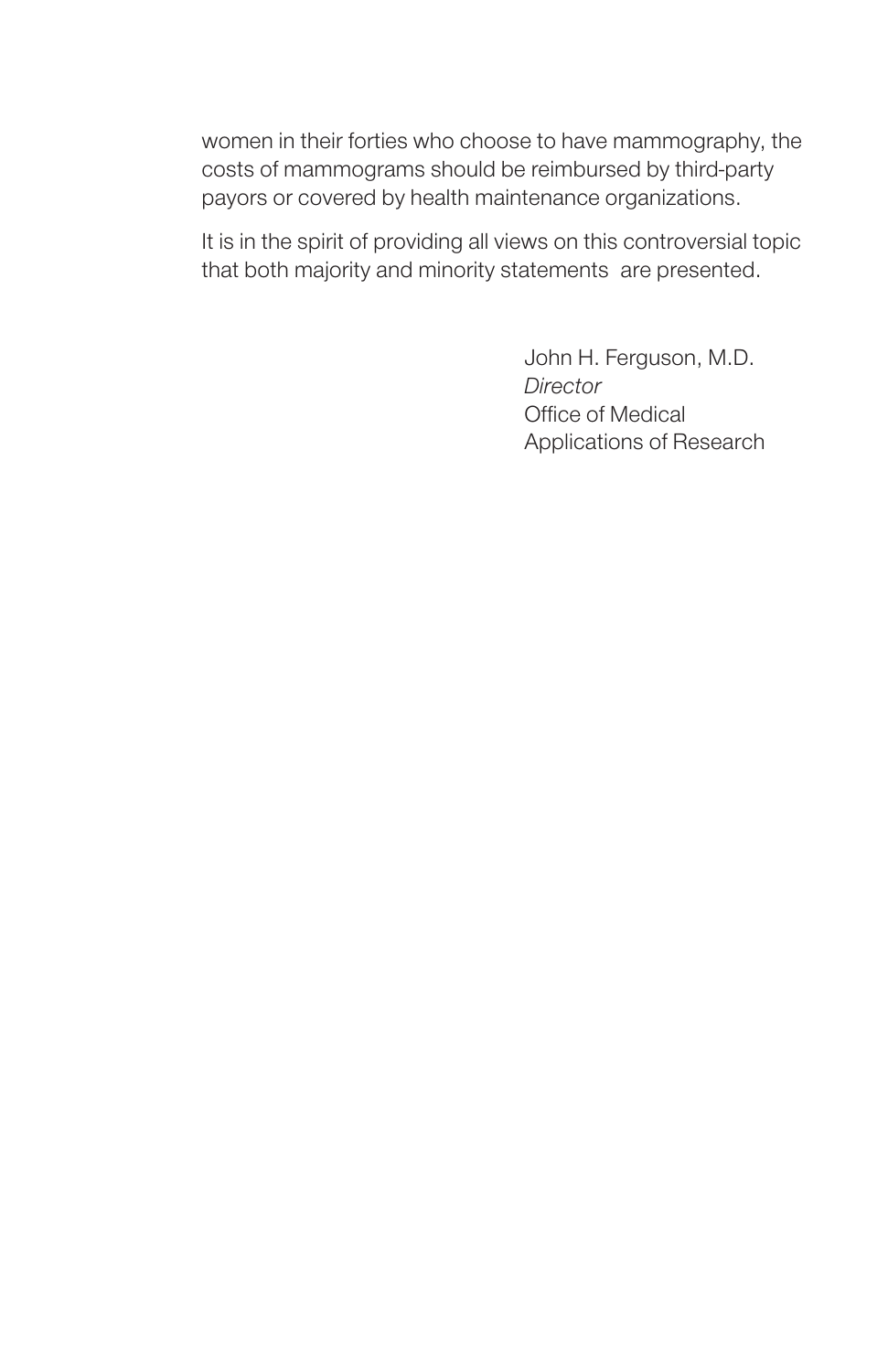women in their forties who choose to have mammography, the costs of mammograms should be reimbursed by third-party payors or covered by health maintenance organizations.

It is in the spirit of providing all views on this controversial topic that both majority and minority statements are presented.

John H. Ferguson, M.D.
*Director*
Office of Medical
Applications of Research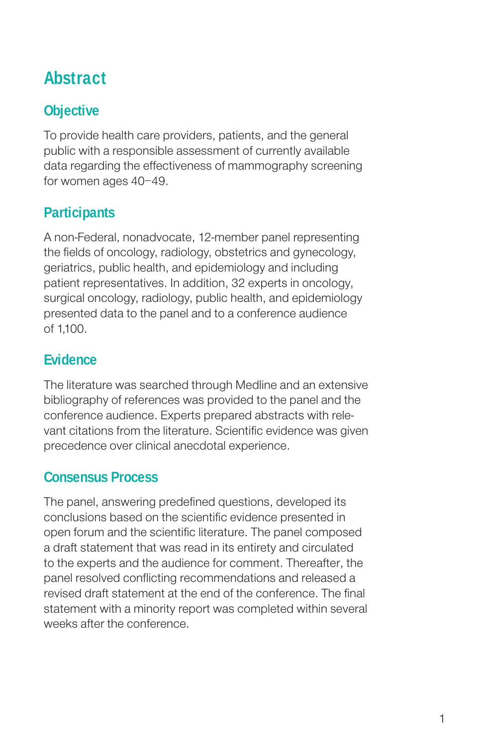# Abstract

## Objective

To provide health care providers, patients, and the general public with a responsible assessment of currently available data regarding the effectiveness of mammography screening for women ages 40–49.

## Participants

A non-Federal, nonadvocate, 12-member panel representing the fields of oncology, radiology, obstetrics and gynecology, geriatrics, public health, and epidemiology and including patient representatives. In addition, 32 experts in oncology, surgical oncology, radiology, public health, and epidemiology presented data to the panel and to a conference audience of 1,100.

## Evidence

The literature was searched through Medline and an extensive bibliography of references was provided to the panel and the conference audience. Experts prepared abstracts with relevant citations from the literature. Scientific evidence was given precedence over clinical anecdotal experience.

## Consensus Process

The panel, answering predefined questions, developed its conclusions based on the scientific evidence presented in open forum and the scientific literature. The panel composed a draft statement that was read in its entirety and circulated to the experts and the audience for comment. Thereafter, the panel resolved conflicting recommendations and released a revised draft statement at the end of the conference. The final statement with a minority report was completed within several weeks after the conference.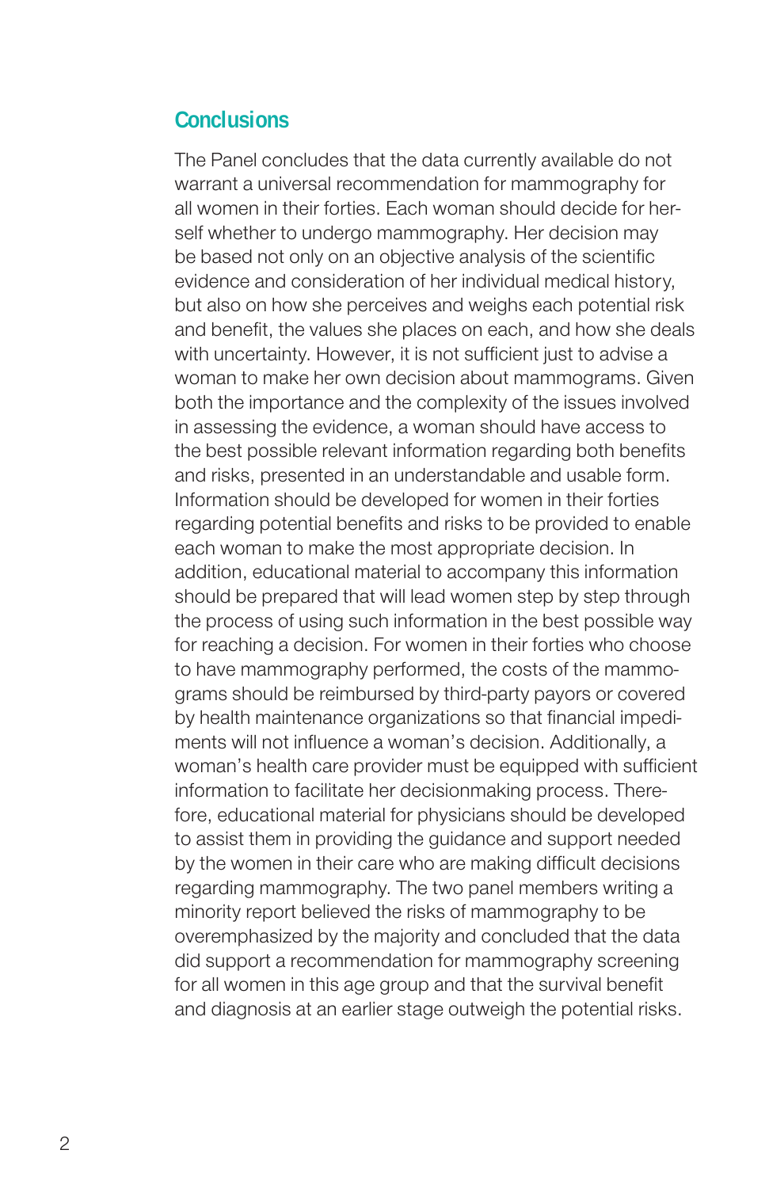## Conclusions

The Panel concludes that the data currently available do not warrant a universal recommendation for mammography for all women in their forties. Each woman should decide for herself whether to undergo mammography. Her decision may be based not only on an objective analysis of the scientific evidence and consideration of her individual medical history, but also on how she perceives and weighs each potential risk and benefit, the values she places on each, and how she deals with uncertainty. However, it is not sufficient just to advise a woman to make her own decision about mammograms. Given both the importance and the complexity of the issues involved in assessing the evidence, a woman should have access to the best possible relevant information regarding both benefits and risks, presented in an understandable and usable form. Information should be developed for women in their forties regarding potential benefits and risks to be provided to enable each woman to make the most appropriate decision. In addition, educational material to accompany this information should be prepared that will lead women step by step through the process of using such information in the best possible way for reaching a decision. For women in their forties who choose to have mammography performed, the costs of the mammograms should be reimbursed by third-party payors or covered by health maintenance organizations so that financial impediments will not influence a woman's decision. Additionally, a woman's health care provider must be equipped with sufficient information to facilitate her decisionmaking process. Therefore, educational material for physicians should be developed to assist them in providing the guidance and support needed by the women in their care who are making difficult decisions regarding mammography. The two panel members writing a minority report believed the risks of mammography to be overemphasized by the majority and concluded that the data did support a recommendation for mammography screening for all women in this age group and that the survival benefit and diagnosis at an earlier stage outweigh the potential risks.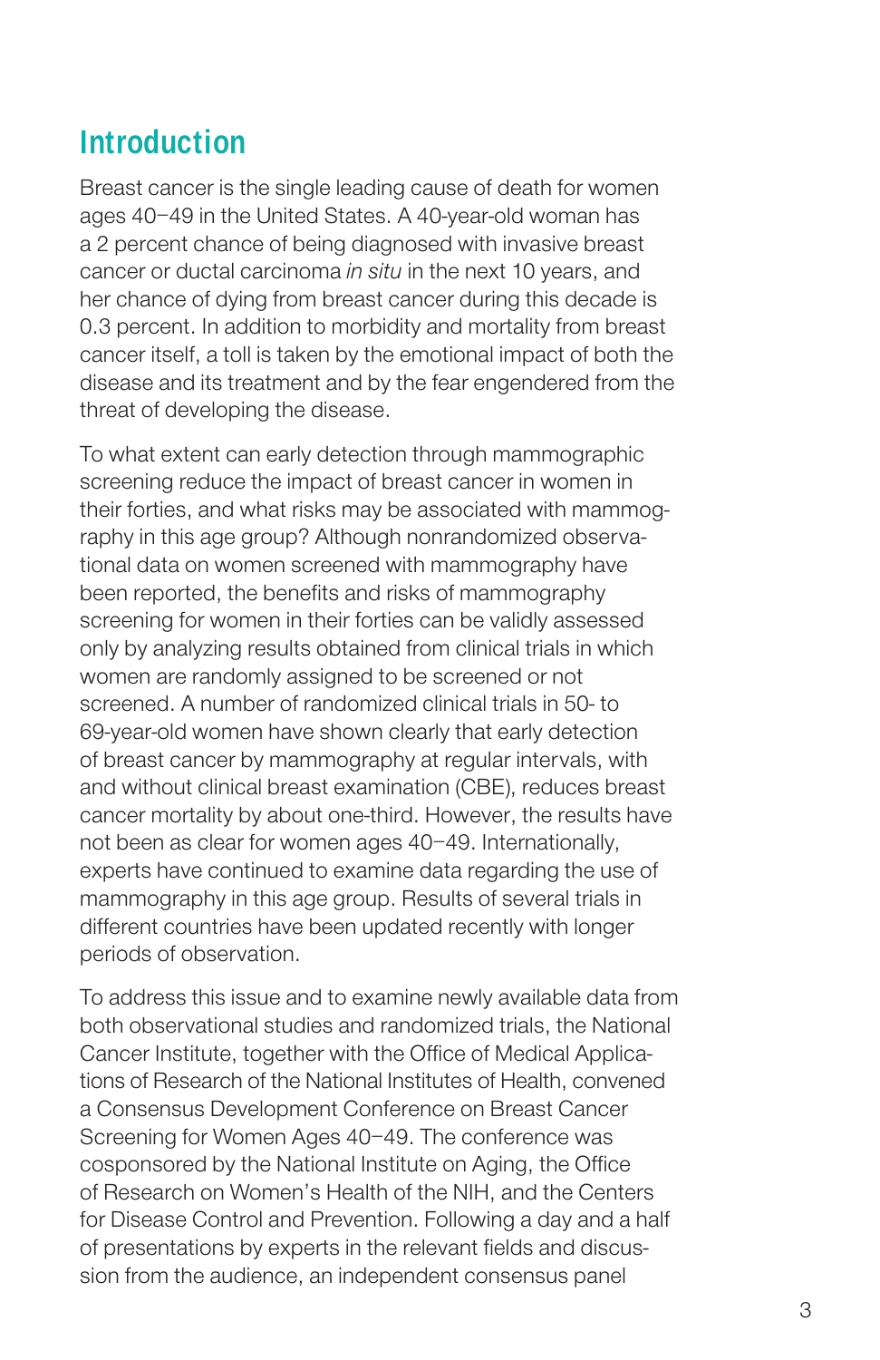## Introduction

Breast cancer is the single leading cause of death for women ages 40–49 in the United States. A 40-year-old woman has a 2 percent chance of being diagnosed with invasive breast cancer or ductal carcinoma *in situ* in the next 10 years, and her chance of dying from breast cancer during this decade is 0.3 percent. In addition to morbidity and mortality from breast cancer itself, a toll is taken by the emotional impact of both the disease and its treatment and by the fear engendered from the threat of developing the disease.

To what extent can early detection through mammographic screening reduce the impact of breast cancer in women in their forties, and what risks may be associated with mammography in this age group? Although nonrandomized observational data on women screened with mammography have been reported, the benefits and risks of mammography screening for women in their forties can be validly assessed only by analyzing results obtained from clinical trials in which women are randomly assigned to be screened or not screened. A number of randomized clinical trials in 50- to 69-year-old women have shown clearly that early detection of breast cancer by mammography at regular intervals, with and without clinical breast examination (CBE), reduces breast cancer mortality by about one-third. However, the results have not been as clear for women ages 40–49. Internationally, experts have continued to examine data regarding the use of mammography in this age group. Results of several trials in different countries have been updated recently with longer periods of observation.

To address this issue and to examine newly available data from both observational studies and randomized trials, the National Cancer Institute, together with the Office of Medical Applications of Research of the National Institutes of Health, convened a Consensus Development Conference on Breast Cancer Screening for Women Ages 40–49. The conference was cosponsored by the National Institute on Aging, the Office of Research on Women's Health of the NIH, and the Centers for Disease Control and Prevention. Following a day and a half of presentations by experts in the relevant fields and discussion from the audience, an independent consensus panel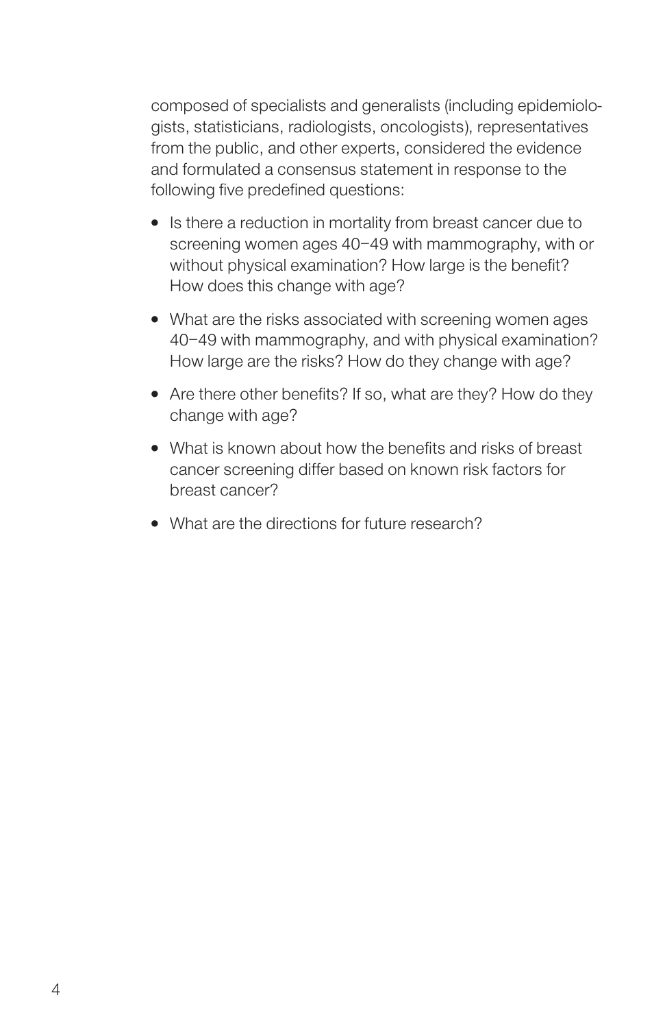composed of specialists and generalists (including epidemiologists, statisticians, radiologists, oncologists), representatives from the public, and other experts, considered the evidence and formulated a consensus statement in response to the following five predefined questions:

- Is there a reduction in mortality from breast cancer due to screening women ages 40–49 with mammography, with or without physical examination? How large is the benefit? How does this change with age?
- What are the risks associated with screening women ages 40–49 with mammography, and with physical examination? How large are the risks? How do they change with age?
- Are there other benefits? If so, what are they? How do they change with age?
- What is known about how the benefits and risks of breast cancer screening differ based on known risk factors for breast cancer?
- What are the directions for future research?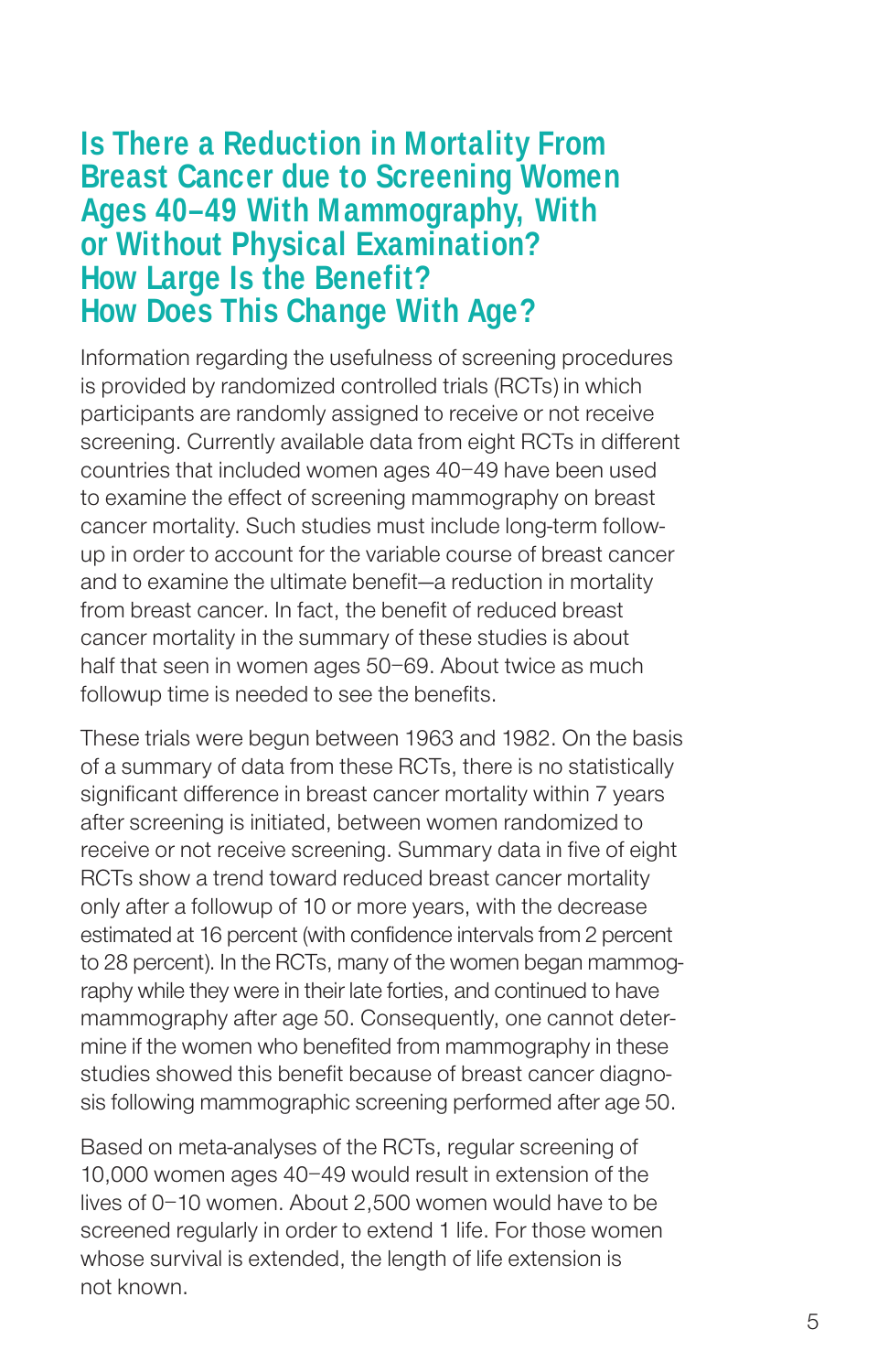## Is There a Reduction in Mortality From Breast Cancer due to Screening Women Ages 40–49 With Mammography, With or Without Physical Examination? How Large Is the Benefit? How Does This Change With Age?

Information regarding the usefulness of screening procedures is provided by randomized controlled trials (RCTs) in which participants are randomly assigned to receive or not receive screening. Currently available data from eight RCTs in different countries that included women ages 40–49 have been used to examine the effect of screening mammography on breast cancer mortality. Such studies must include long-term follow-up in order to account for the variable course of breast cancer and to examine the ultimate benefit—a reduction in mortality from breast cancer. In fact, the benefit of reduced breast cancer mortality in the summary of these studies is about half that seen in women ages 50–69. About twice as much followup time is needed to see the benefits.

These trials were begun between 1963 and 1982. On the basis of a summary of data from these RCTs, there is no statistically significant difference in breast cancer mortality within 7 years after screening is initiated, between women randomized to receive or not receive screening. Summary data in five of eight RCTs show a trend toward reduced breast cancer mortality only after a followup of 10 or more years, with the decrease estimated at 16 percent (with confidence intervals from 2 percent to 28 percent). In the RCTs, many of the women began mammography while they were in their late forties, and continued to have mammography after age 50. Consequently, one cannot determine if the women who benefited from mammography in these studies showed this benefit because of breast cancer diagnosis following mammographic screening performed after age 50.

Based on meta-analyses of the RCTs, regular screening of 10,000 women ages 40–49 would result in extension of the lives of 0–10 women. About 2,500 women would have to be screened regularly in order to extend 1 life. For those women whose survival is extended, the length of life extension is not known.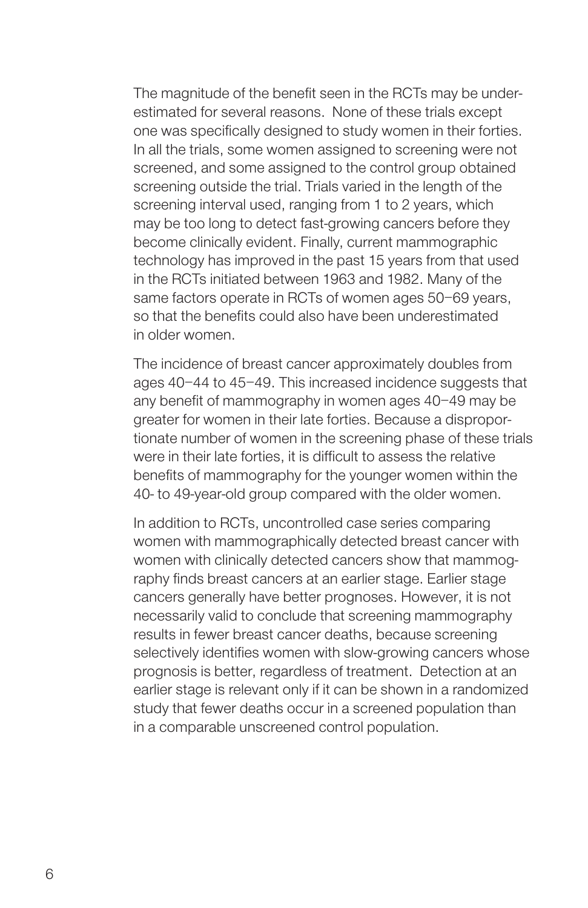The magnitude of the benefit seen in the RCTs may be underestimated for several reasons. None of these trials except one was specifically designed to study women in their forties. In all the trials, some women assigned to screening were not screened, and some assigned to the control group obtained screening outside the trial. Trials varied in the length of the screening interval used, ranging from 1 to 2 years, which may be too long to detect fast-growing cancers before they become clinically evident. Finally, current mammographic technology has improved in the past 15 years from that used in the RCTs initiated between 1963 and 1982. Many of the same factors operate in RCTs of women ages 50–69 years, so that the benefits could also have been underestimated in older women.

The incidence of breast cancer approximately doubles from ages 40–44 to 45–49. This increased incidence suggests that any benefit of mammography in women ages 40–49 may be greater for women in their late forties. Because a disproportionate number of women in the screening phase of these trials were in their late forties, it is difficult to assess the relative benefits of mammography for the younger women within the 40- to 49-year-old group compared with the older women.

In addition to RCTs, uncontrolled case series comparing women with mammographically detected breast cancer with women with clinically detected cancers show that mammography finds breast cancers at an earlier stage. Earlier stage cancers generally have better prognoses. However, it is not necessarily valid to conclude that screening mammography results in fewer breast cancer deaths, because screening selectively identifies women with slow-growing cancers whose prognosis is better, regardless of treatment. Detection at an earlier stage is relevant only if it can be shown in a randomized study that fewer deaths occur in a screened population than in a comparable unscreened control population.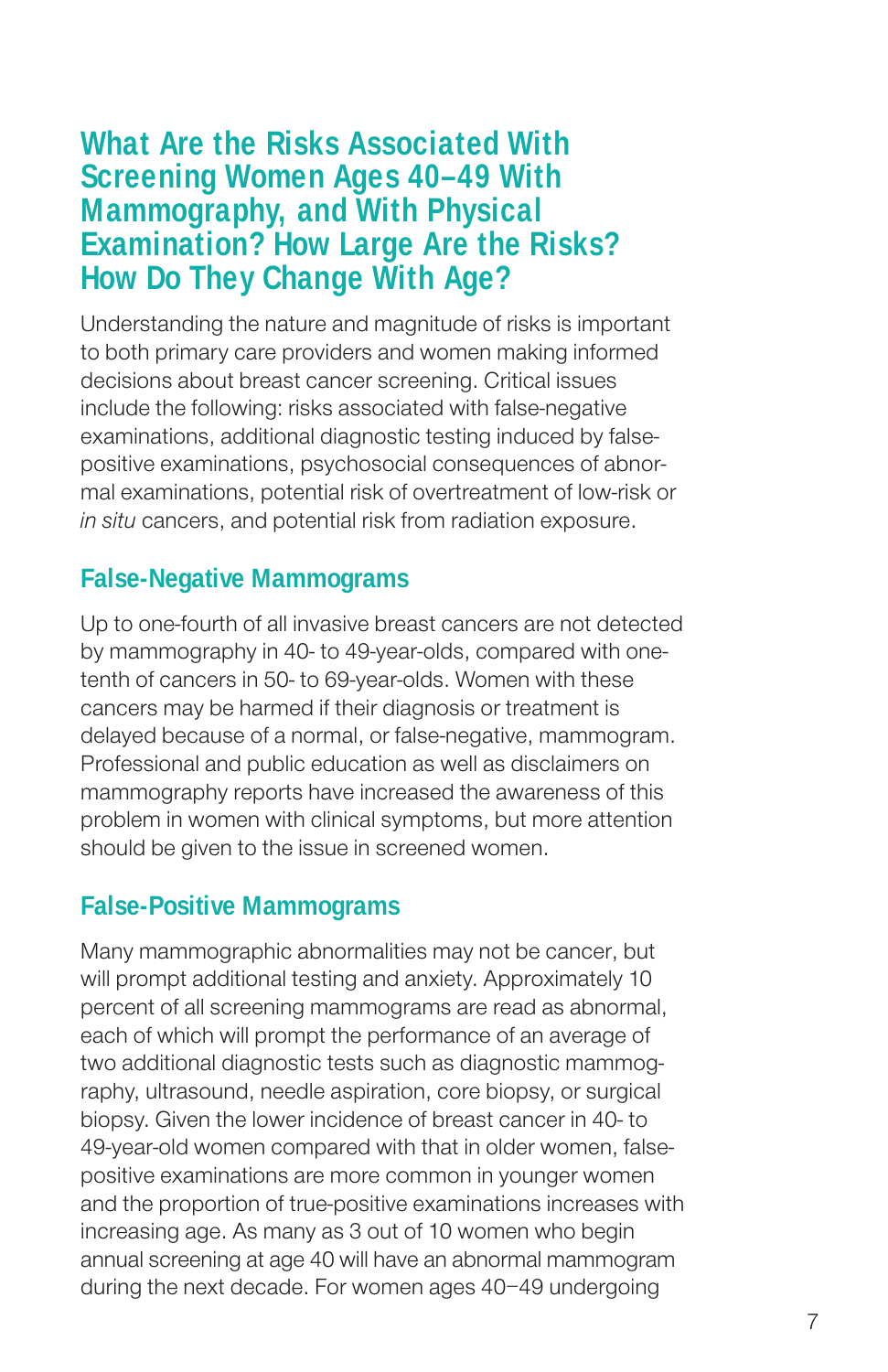## What Are the Risks Associated With Screening Women Ages 40–49 With Mammography, and With Physical Examination? How Large Are the Risks? How Do They Change With Age?

Understanding the nature and magnitude of risks is important to both primary care providers and women making informed decisions about breast cancer screening. Critical issues include the following: risks associated with false-negative examinations, additional diagnostic testing induced by false-positive examinations, psychosocial consequences of abnormal examinations, potential risk of overtreatment of low-risk or *in situ* cancers, and potential risk from radiation exposure.

### False-Negative Mammograms

Up to one-fourth of all invasive breast cancers are not detected by mammography in 40- to 49-year-olds, compared with one-tenth of cancers in 50- to 69-year-olds. Women with these cancers may be harmed if their diagnosis or treatment is delayed because of a normal, or false-negative, mammogram. Professional and public education as well as disclaimers on mammography reports have increased the awareness of this problem in women with clinical symptoms, but more attention should be given to the issue in screened women.

### False-Positive Mammograms

Many mammographic abnormalities may not be cancer, but will prompt additional testing and anxiety. Approximately 10 percent of all screening mammograms are read as abnormal, each of which will prompt the performance of an average of two additional diagnostic tests such as diagnostic mammography, ultrasound, needle aspiration, core biopsy, or surgical biopsy. Given the lower incidence of breast cancer in 40- to 49-year-old women compared with that in older women, false-positive examinations are more common in younger women and the proportion of true-positive examinations increases with increasing age. As many as 3 out of 10 women who begin annual screening at age 40 will have an abnormal mammogram during the next decade. For women ages 40–49 undergoing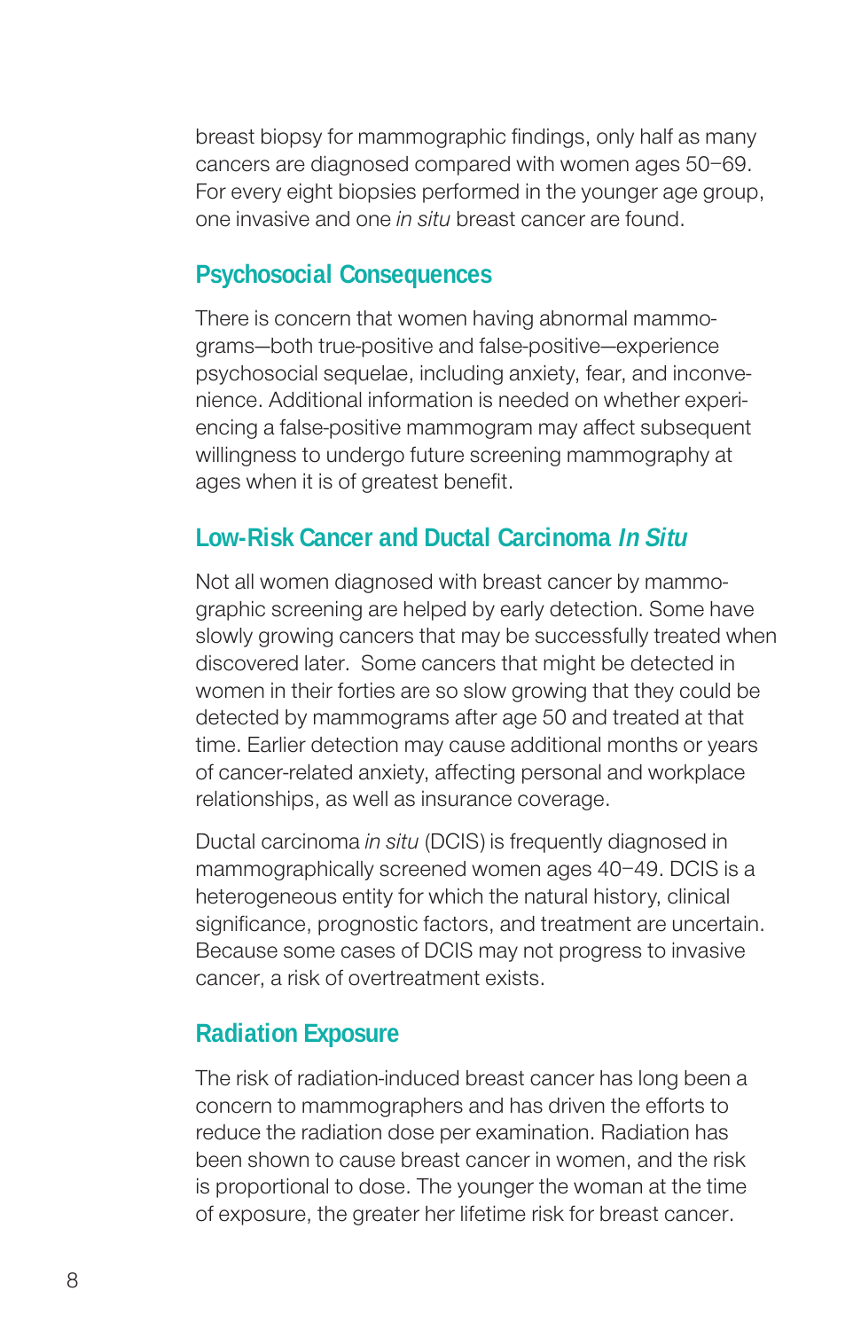breast biopsy for mammographic findings, only half as many cancers are diagnosed compared with women ages 50–69. For every eight biopsies performed in the younger age group, one invasive and one *in situ* breast cancer are found.

## Psychosocial Consequences

There is concern that women having abnormal mammograms—both true-positive and false-positive—experience psychosocial sequelae, including anxiety, fear, and inconvenience. Additional information is needed on whether experiencing a false-positive mammogram may affect subsequent willingness to undergo future screening mammography at ages when it is of greatest benefit.

## Low-Risk Cancer and Ductal Carcinoma *In Situ*

Not all women diagnosed with breast cancer by mammographic screening are helped by early detection. Some have slowly growing cancers that may be successfully treated when discovered later. Some cancers that might be detected in women in their forties are so slow growing that they could be detected by mammograms after age 50 and treated at that time. Earlier detection may cause additional months or years of cancer-related anxiety, affecting personal and workplace relationships, as well as insurance coverage.

Ductal carcinoma *in situ* (DCIS) is frequently diagnosed in mammographically screened women ages 40–49. DCIS is a heterogeneous entity for which the natural history, clinical significance, prognostic factors, and treatment are uncertain. Because some cases of DCIS may not progress to invasive cancer, a risk of overtreatment exists.

## Radiation Exposure

The risk of radiation-induced breast cancer has long been a concern to mammographers and has driven the efforts to reduce the radiation dose per examination. Radiation has been shown to cause breast cancer in women, and the risk is proportional to dose. The younger the woman at the time of exposure, the greater her lifetime risk for breast cancer.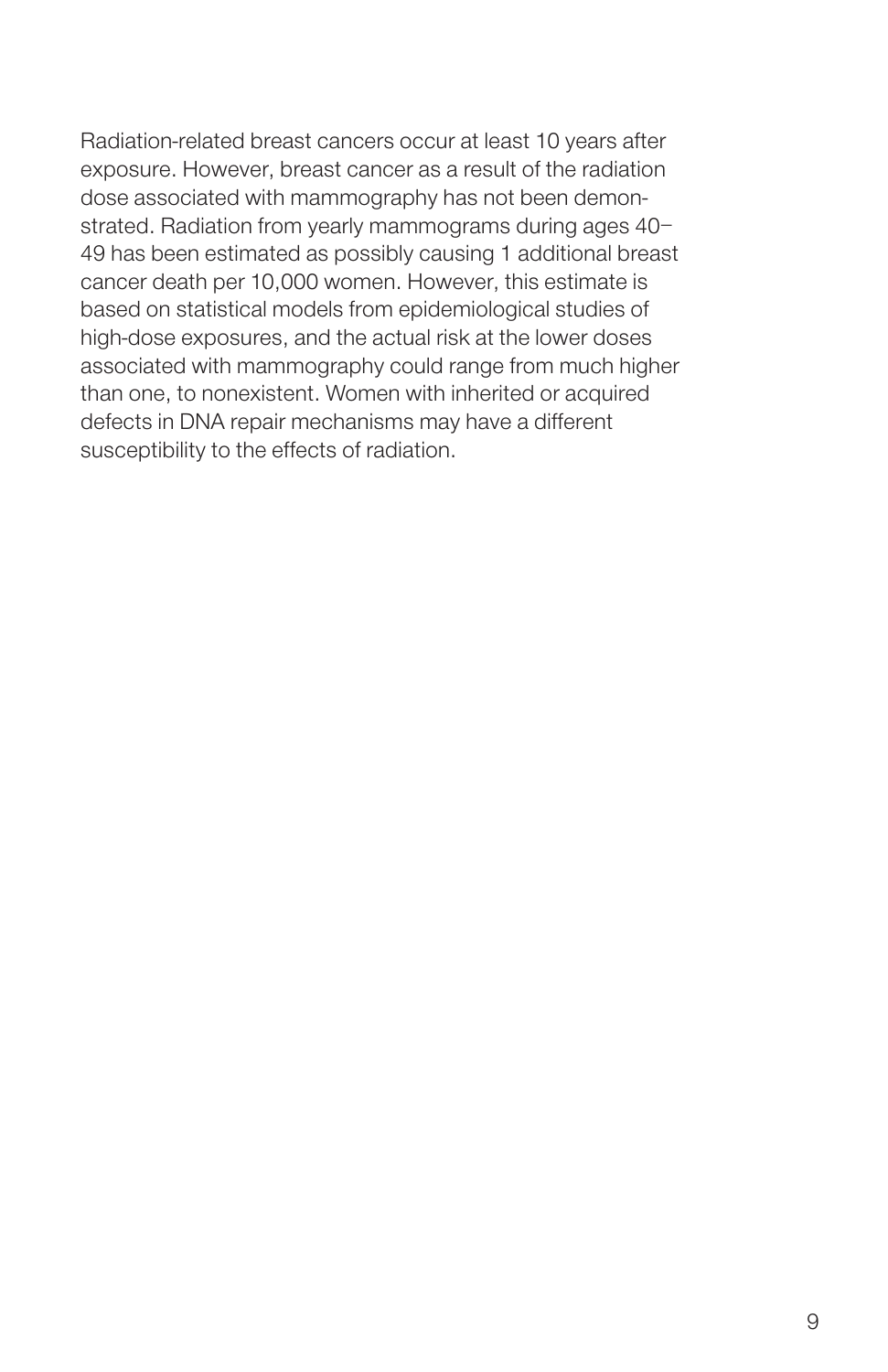Radiation-related breast cancers occur at least 10 years after exposure. However, breast cancer as a result of the radiation dose associated with mammography has not been demonstrated. Radiation from yearly mammograms during ages 40–49 has been estimated as possibly causing 1 additional breast cancer death per 10,000 women. However, this estimate is based on statistical models from epidemiological studies of high-dose exposures, and the actual risk at the lower doses associated with mammography could range from much higher than one, to nonexistent. Women with inherited or acquired defects in DNA repair mechanisms may have a different susceptibility to the effects of radiation.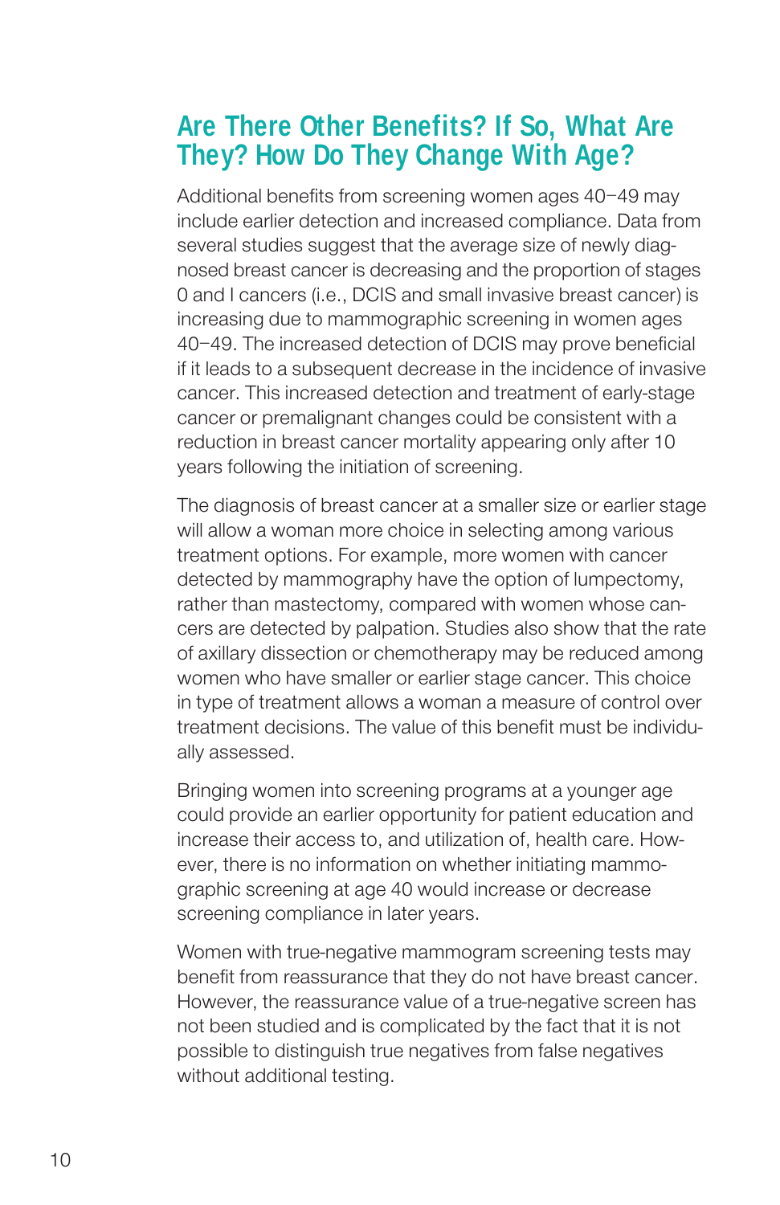## Are There Other Benefits? If So, What Are They? How Do They Change With Age?

Additional benefits from screening women ages 40–49 may include earlier detection and increased compliance. Data from several studies suggest that the average size of newly diagnosed breast cancer is decreasing and the proportion of stages 0 and I cancers (i.e., DCIS and small invasive breast cancer) is increasing due to mammographic screening in women ages 40–49. The increased detection of DCIS may prove beneficial if it leads to a subsequent decrease in the incidence of invasive cancer. This increased detection and treatment of early-stage cancer or premalignant changes could be consistent with a reduction in breast cancer mortality appearing only after 10 years following the initiation of screening.

The diagnosis of breast cancer at a smaller size or earlier stage will allow a woman more choice in selecting among various treatment options. For example, more women with cancer detected by mammography have the option of lumpectomy, rather than mastectomy, compared with women whose cancers are detected by palpation. Studies also show that the rate of axillary dissection or chemotherapy may be reduced among women who have smaller or earlier stage cancer. This choice in type of treatment allows a woman a measure of control over treatment decisions. The value of this benefit must be individually assessed.

Bringing women into screening programs at a younger age could provide an earlier opportunity for patient education and increase their access to, and utilization of, health care. However, there is no information on whether initiating mammographic screening at age 40 would increase or decrease screening compliance in later years.

Women with true-negative mammogram screening tests may benefit from reassurance that they do not have breast cancer. However, the reassurance value of a true-negative screen has not been studied and is complicated by the fact that it is not possible to distinguish true negatives from false negatives without additional testing.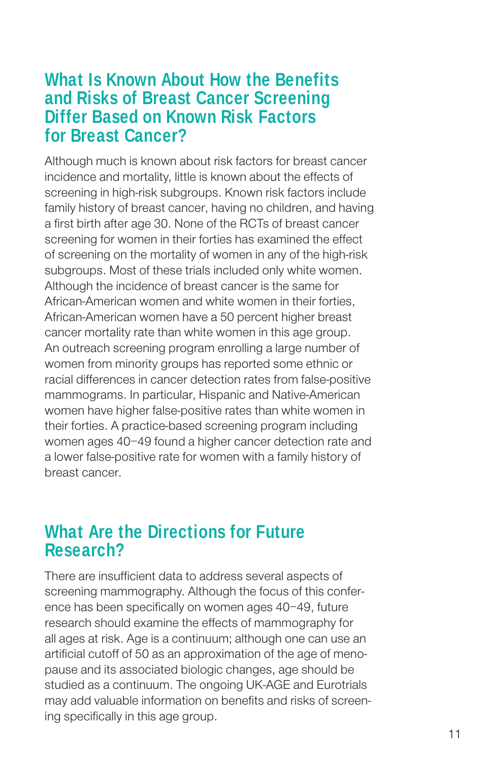## What Is Known About How the Benefits and Risks of Breast Cancer Screening Differ Based on Known Risk Factors for Breast Cancer?

Although much is known about risk factors for breast cancer incidence and mortality, little is known about the effects of screening in high-risk subgroups. Known risk factors include family history of breast cancer, having no children, and having a first birth after age 30. None of the RCTs of breast cancer screening for women in their forties has examined the effect of screening on the mortality of women in any of the high-risk subgroups. Most of these trials included only white women. Although the incidence of breast cancer is the same for African-American women and white women in their forties, African-American women have a 50 percent higher breast cancer mortality rate than white women in this age group. An outreach screening program enrolling a large number of women from minority groups has reported some ethnic or racial differences in cancer detection rates from false-positive mammograms. In particular, Hispanic and Native-American women have higher false-positive rates than white women in their forties. A practice-based screening program including women ages 40–49 found a higher cancer detection rate and a lower false-positive rate for women with a family history of breast cancer.

## What Are the Directions for Future Research?

There are insufficient data to address several aspects of screening mammography. Although the focus of this conference has been specifically on women ages 40–49, future research should examine the effects of mammography for all ages at risk. Age is a continuum; although one can use an artificial cutoff of 50 as an approximation of the age of menopause and its associated biologic changes, age should be studied as a continuum. The ongoing UK-AGE and Eurotrials may add valuable information on benefits and risks of screening specifically in this age group.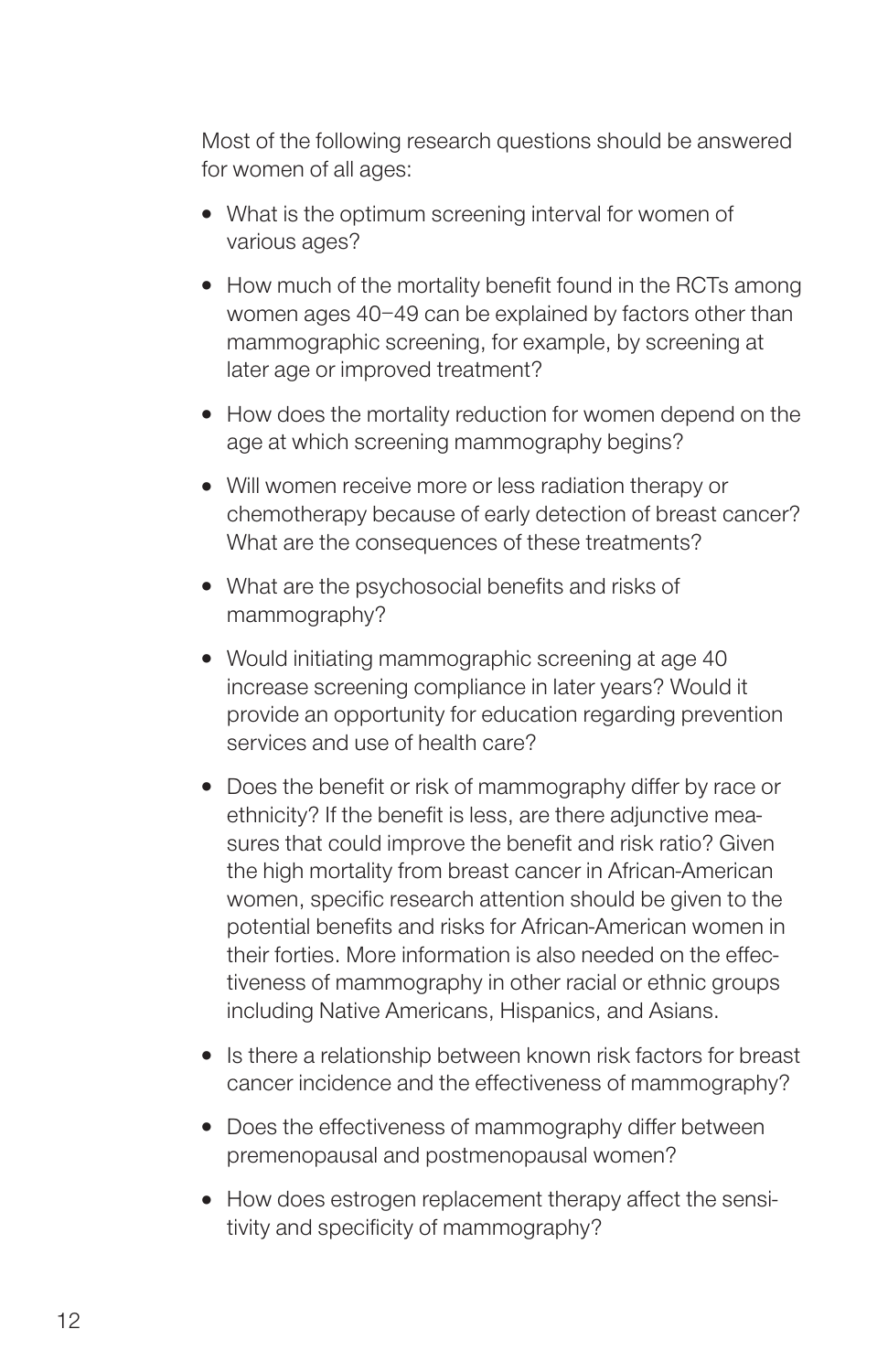Most of the following research questions should be answered for women of all ages:

- What is the optimum screening interval for women of various ages?
- How much of the mortality benefit found in the RCTs among women ages 40–49 can be explained by factors other than mammographic screening, for example, by screening at later age or improved treatment?
- How does the mortality reduction for women depend on the age at which screening mammography begins?
- Will women receive more or less radiation therapy or chemotherapy because of early detection of breast cancer? What are the consequences of these treatments?
- What are the psychosocial benefits and risks of mammography?
- Would initiating mammographic screening at age 40 increase screening compliance in later years? Would it provide an opportunity for education regarding prevention services and use of health care?
- Does the benefit or risk of mammography differ by race or ethnicity? If the benefit is less, are there adjunctive measures that could improve the benefit and risk ratio? Given the high mortality from breast cancer in African-American women, specific research attention should be given to the potential benefits and risks for African-American women in their forties. More information is also needed on the effectiveness of mammography in other racial or ethnic groups including Native Americans, Hispanics, and Asians.
- Is there a relationship between known risk factors for breast cancer incidence and the effectiveness of mammography?
- Does the effectiveness of mammography differ between premenopausal and postmenopausal women?
- How does estrogen replacement therapy affect the sensitivity and specificity of mammography?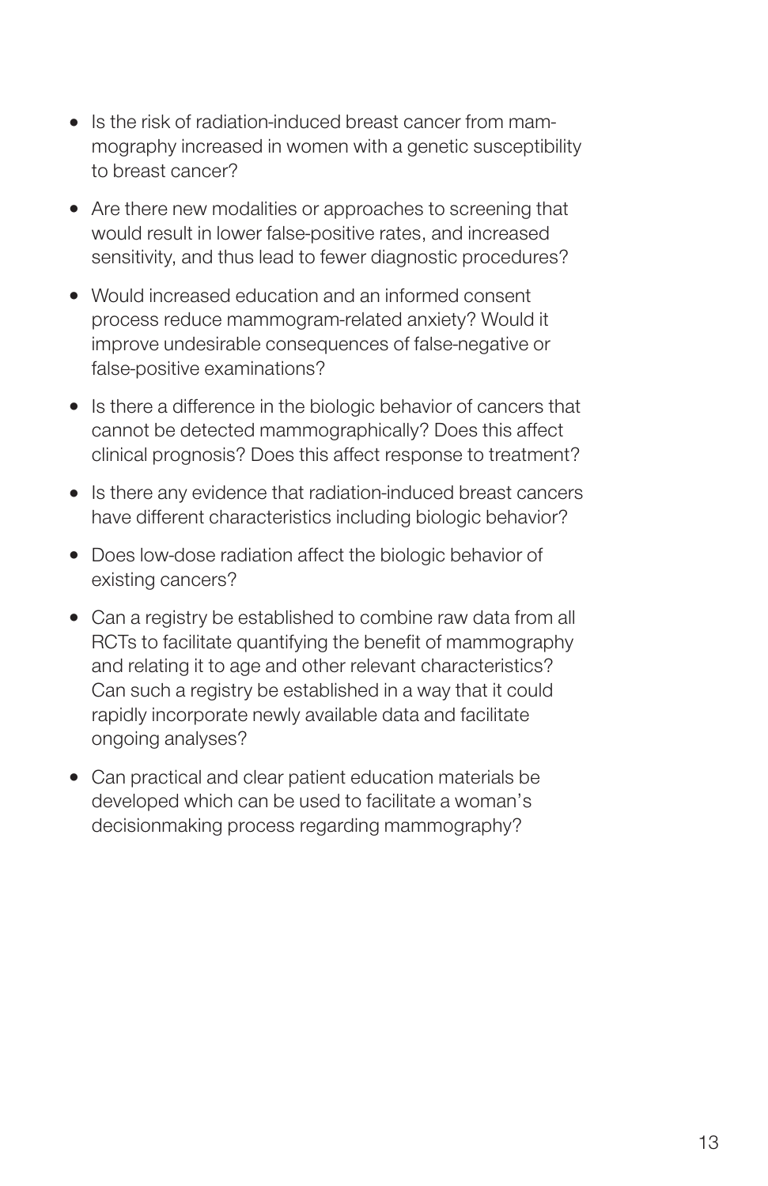- Is the risk of radiation-induced breast cancer from mammography increased in women with a genetic susceptibility to breast cancer?
- Are there new modalities or approaches to screening that would result in lower false-positive rates, and increased sensitivity, and thus lead to fewer diagnostic procedures?
- Would increased education and an informed consent process reduce mammogram-related anxiety? Would it improve undesirable consequences of false-negative or false-positive examinations?
- Is there a difference in the biologic behavior of cancers that cannot be detected mammographically? Does this affect clinical prognosis? Does this affect response to treatment?
- Is there any evidence that radiation-induced breast cancers have different characteristics including biologic behavior?
- Does low-dose radiation affect the biologic behavior of existing cancers?
- Can a registry be established to combine raw data from all RCTs to facilitate quantifying the benefit of mammography and relating it to age and other relevant characteristics? Can such a registry be established in a way that it could rapidly incorporate newly available data and facilitate ongoing analyses?
- Can practical and clear patient education materials be developed which can be used to facilitate a woman's decisionmaking process regarding mammography?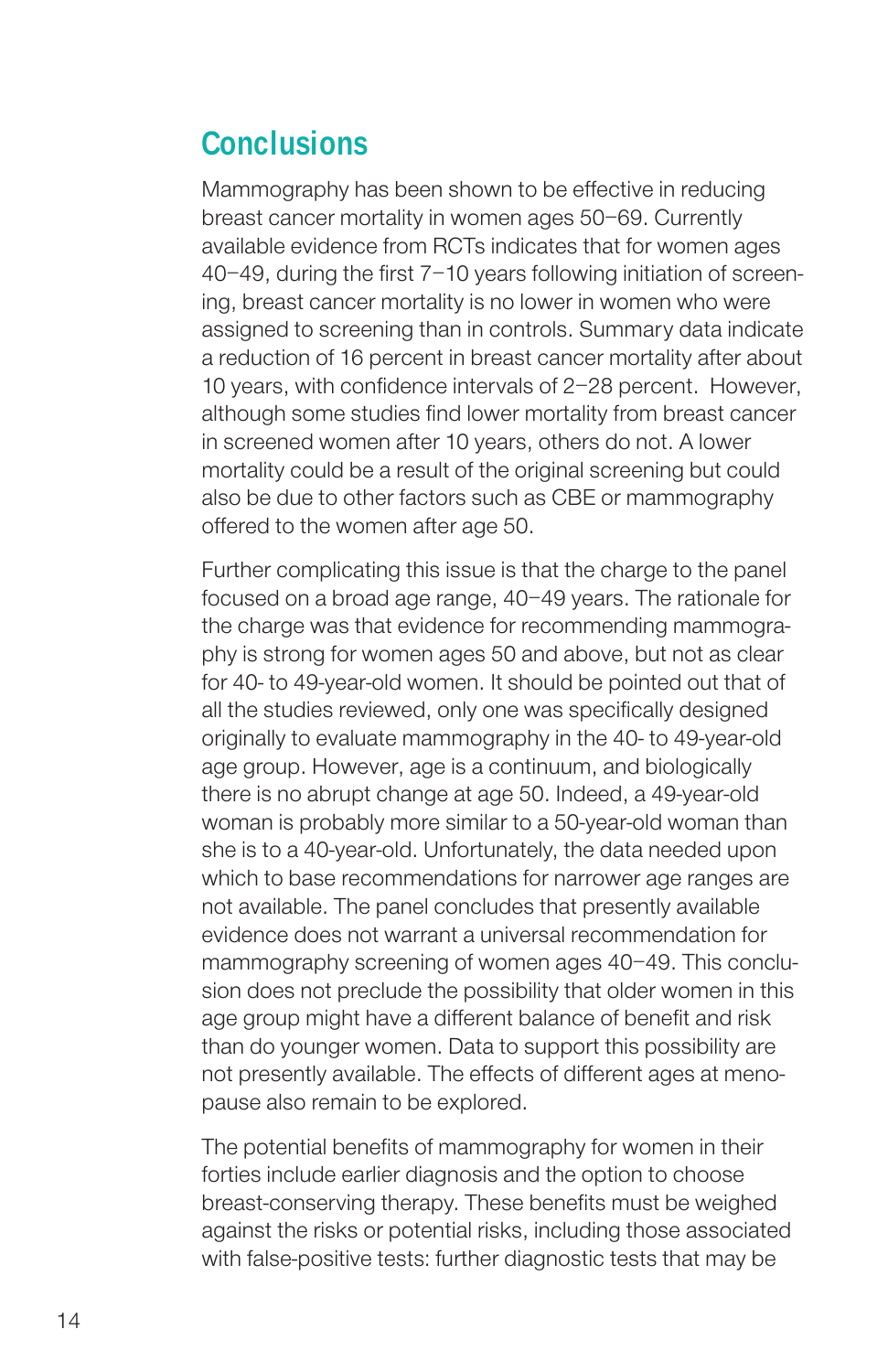## Conclusions

Mammography has been shown to be effective in reducing breast cancer mortality in women ages 50–69. Currently available evidence from RCTs indicates that for women ages 40–49, during the first 7–10 years following initiation of screening, breast cancer mortality is no lower in women who were assigned to screening than in controls. Summary data indicate a reduction of 16 percent in breast cancer mortality after about 10 years, with confidence intervals of 2–28 percent. However, although some studies find lower mortality from breast cancer in screened women after 10 years, others do not. A lower mortality could be a result of the original screening but could also be due to other factors such as CBE or mammography offered to the women after age 50.

Further complicating this issue is that the charge to the panel focused on a broad age range, 40–49 years. The rationale for the charge was that evidence for recommending mammography is strong for women ages 50 and above, but not as clear for 40- to 49-year-old women. It should be pointed out that of all the studies reviewed, only one was specifically designed originally to evaluate mammography in the 40- to 49-year-old age group. However, age is a continuum, and biologically there is no abrupt change at age 50. Indeed, a 49-year-old woman is probably more similar to a 50-year-old woman than she is to a 40-year-old. Unfortunately, the data needed upon which to base recommendations for narrower age ranges are not available. The panel concludes that presently available evidence does not warrant a universal recommendation for mammography screening of women ages 40–49. This conclusion does not preclude the possibility that older women in this age group might have a different balance of benefit and risk than do younger women. Data to support this possibility are not presently available. The effects of different ages at menopause also remain to be explored.

The potential benefits of mammography for women in their forties include earlier diagnosis and the option to choose breast-conserving therapy. These benefits must be weighed against the risks or potential risks, including those associated with false-positive tests: further diagnostic tests that may be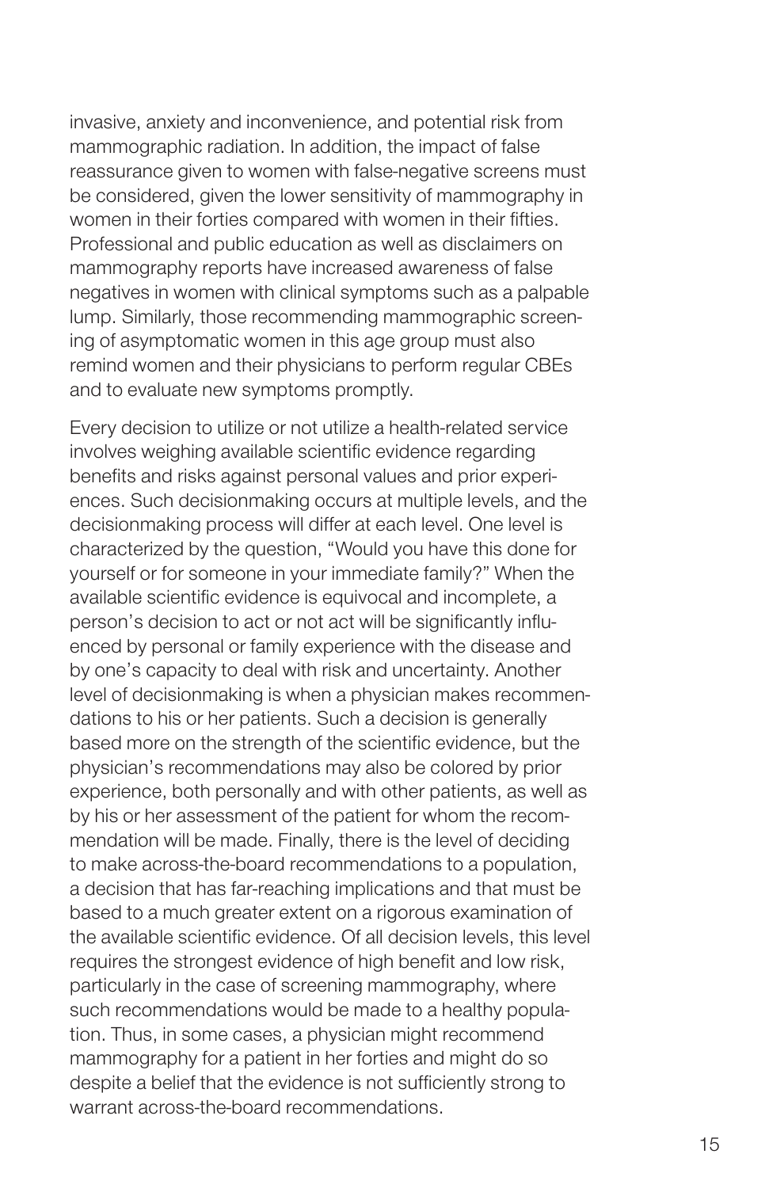invasive, anxiety and inconvenience, and potential risk from mammographic radiation. In addition, the impact of false reassurance given to women with false-negative screens must be considered, given the lower sensitivity of mammography in women in their forties compared with women in their fifties. Professional and public education as well as disclaimers on mammography reports have increased awareness of false negatives in women with clinical symptoms such as a palpable lump. Similarly, those recommending mammographic screening of asymptomatic women in this age group must also remind women and their physicians to perform regular CBEs and to evaluate new symptoms promptly.

Every decision to utilize or not utilize a health-related service involves weighing available scientific evidence regarding benefits and risks against personal values and prior experiences. Such decisionmaking occurs at multiple levels, and the decisionmaking process will differ at each level. One level is characterized by the question, "Would you have this done for yourself or for someone in your immediate family?" When the available scientific evidence is equivocal and incomplete, a person's decision to act or not act will be significantly influenced by personal or family experience with the disease and by one's capacity to deal with risk and uncertainty. Another level of decisionmaking is when a physician makes recommendations to his or her patients. Such a decision is generally based more on the strength of the scientific evidence, but the physician's recommendations may also be colored by prior experience, both personally and with other patients, as well as by his or her assessment of the patient for whom the recommendation will be made. Finally, there is the level of deciding to make across-the-board recommendations to a population, a decision that has far-reaching implications and that must be based to a much greater extent on a rigorous examination of the available scientific evidence. Of all decision levels, this level requires the strongest evidence of high benefit and low risk, particularly in the case of screening mammography, where such recommendations would be made to a healthy population. Thus, in some cases, a physician might recommend mammography for a patient in her forties and might do so despite a belief that the evidence is not sufficiently strong to warrant across-the-board recommendations.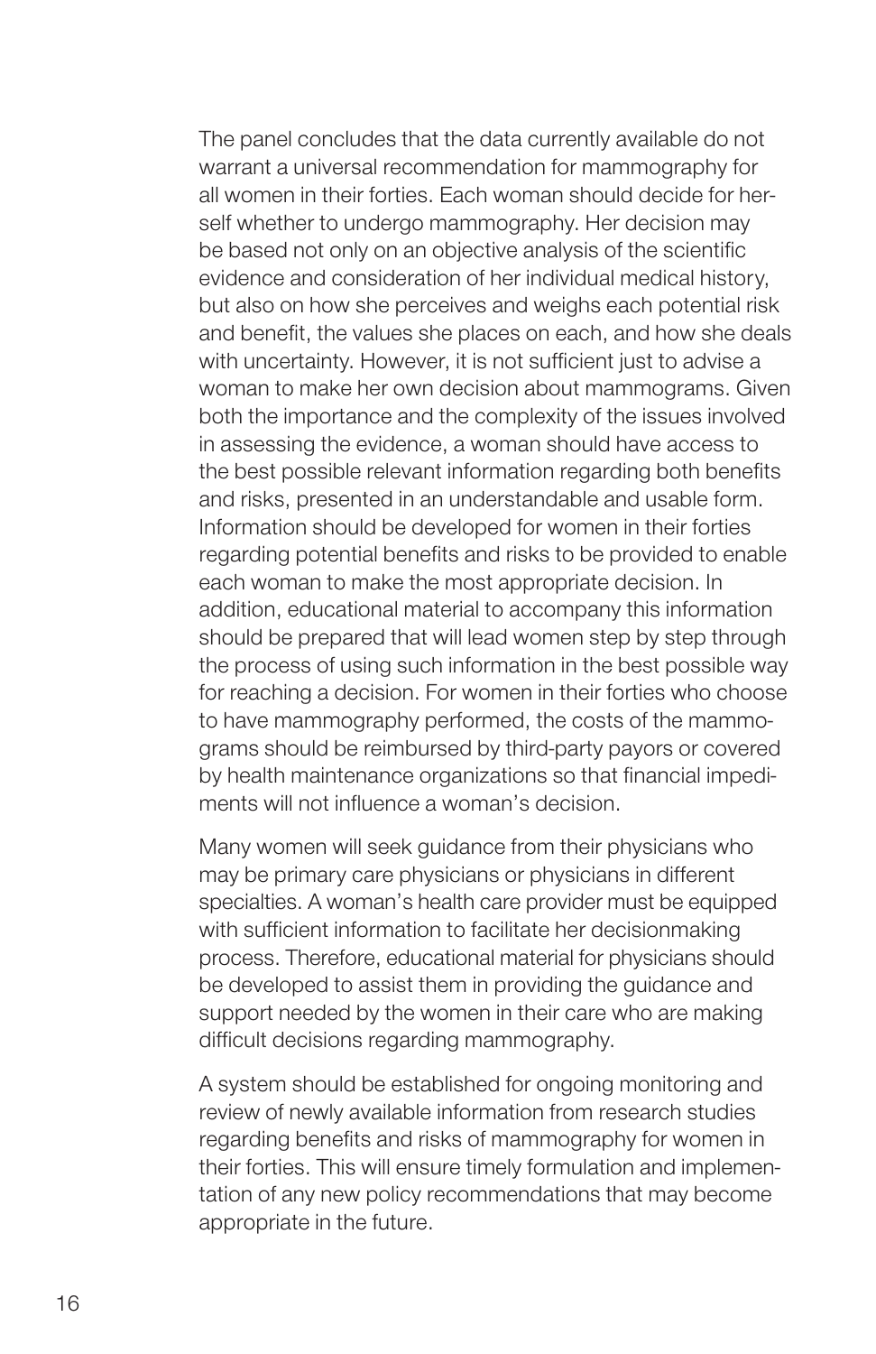The panel concludes that the data currently available do not warrant a universal recommendation for mammography for all women in their forties. Each woman should decide for herself whether to undergo mammography. Her decision may be based not only on an objective analysis of the scientific evidence and consideration of her individual medical history, but also on how she perceives and weighs each potential risk and benefit, the values she places on each, and how she deals with uncertainty. However, it is not sufficient just to advise a woman to make her own decision about mammograms. Given both the importance and the complexity of the issues involved in assessing the evidence, a woman should have access to the best possible relevant information regarding both benefits and risks, presented in an understandable and usable form. Information should be developed for women in their forties regarding potential benefits and risks to be provided to enable each woman to make the most appropriate decision. In addition, educational material to accompany this information should be prepared that will lead women step by step through the process of using such information in the best possible way for reaching a decision. For women in their forties who choose to have mammography performed, the costs of the mammograms should be reimbursed by third-party payors or covered by health maintenance organizations so that financial impediments will not influence a woman's decision.

Many women will seek guidance from their physicians who may be primary care physicians or physicians in different specialties. A woman's health care provider must be equipped with sufficient information to facilitate her decisionmaking process. Therefore, educational material for physicians should be developed to assist them in providing the guidance and support needed by the women in their care who are making difficult decisions regarding mammography.

A system should be established for ongoing monitoring and review of newly available information from research studies regarding benefits and risks of mammography for women in their forties. This will ensure timely formulation and implementation of any new policy recommendations that may become appropriate in the future.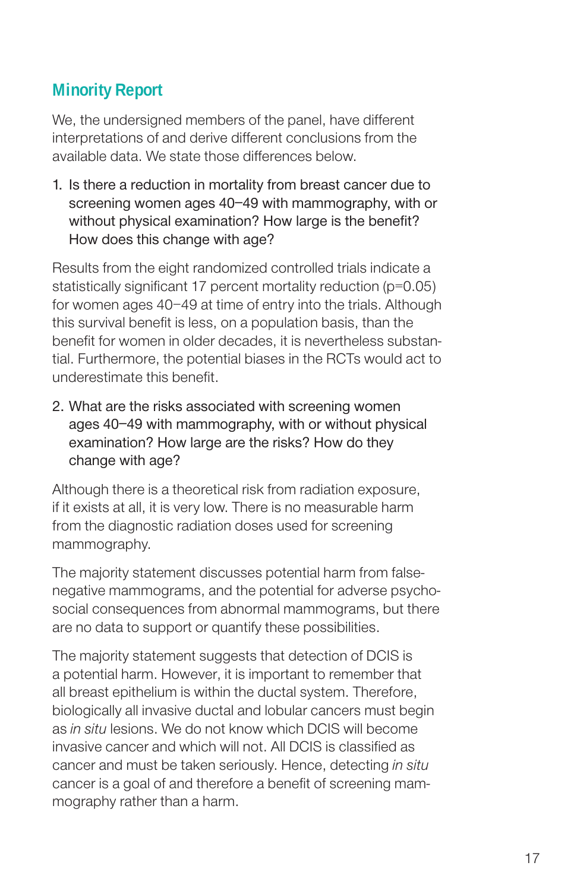## Minority Report

We, the undersigned members of the panel, have different interpretations of and derive different conclusions from the available data. We state those differences below.

1. Is there a reduction in mortality from breast cancer due to screening women ages 40–49 with mammography, with or without physical examination? How large is the benefit? How does this change with age?

Results from the eight randomized controlled trials indicate a statistically significant 17 percent mortality reduction ($p=0.05$) for women ages 40–49 at time of entry into the trials. Although this survival benefit is less, on a population basis, than the benefit for women in older decades, it is nevertheless substantial. Furthermore, the potential biases in the RCTs would act to underestimate this benefit.

2. What are the risks associated with screening women ages 40–49 with mammography, with or without physical examination? How large are the risks? How do they change with age?

Although there is a theoretical risk from radiation exposure, if it exists at all, it is very low. There is no measurable harm from the diagnostic radiation doses used for screening mammography.

The majority statement discusses potential harm from false-negative mammograms, and the potential for adverse psychosocial consequences from abnormal mammograms, but there are no data to support or quantify these possibilities.

The majority statement suggests that detection of DCIS is a potential harm. However, it is important to remember that all breast epithelium is within the ductal system. Therefore, biologically all invasive ductal and lobular cancers must begin as *in situ* lesions. We do not know which DCIS will become invasive cancer and which will not. All DCIS is classified as cancer and must be taken seriously. Hence, detecting *in situ* cancer is a goal of and therefore a benefit of screening mammography rather than a harm.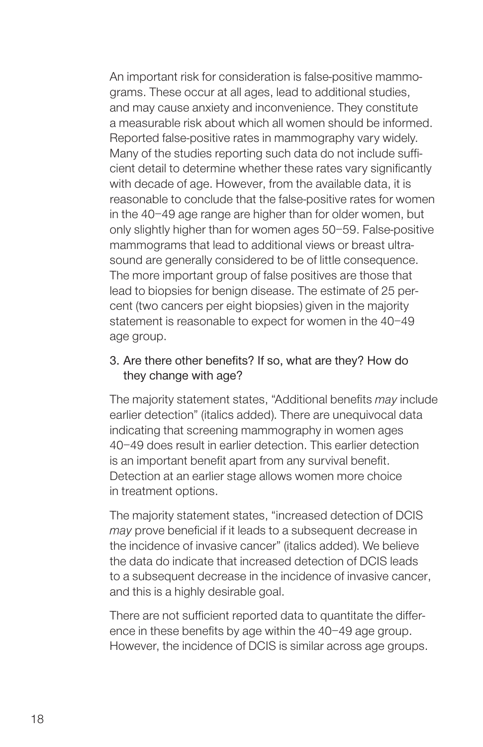An important risk for consideration is false-positive mammograms. These occur at all ages, lead to additional studies, and may cause anxiety and inconvenience. They constitute a measurable risk about which all women should be informed. Reported false-positive rates in mammography vary widely. Many of the studies reporting such data do not include sufficient detail to determine whether these rates vary significantly with decade of age. However, from the available data, it is reasonable to conclude that the false-positive rates for women in the 40–49 age range are higher than for older women, but only slightly higher than for women ages 50–59. False-positive mammograms that lead to additional views or breast ultrasound are generally considered to be of little consequence. The more important group of false positives are those that lead to biopsies for benign disease. The estimate of 25 percent (two cancers per eight biopsies) given in the majority statement is reasonable to expect for women in the 40–49 age group.

3. Are there other benefits? If so, what are they? How do they change with age?

The majority statement states, "Additional benefits *may* include earlier detection" (italics added). There are unequivocal data indicating that screening mammography in women ages 40–49 does result in earlier detection. This earlier detection is an important benefit apart from any survival benefit. Detection at an earlier stage allows women more choice in treatment options.

The majority statement states, "increased detection of DCIS *may* prove beneficial if it leads to a subsequent decrease in the incidence of invasive cancer" (italics added). We believe the data do indicate that increased detection of DCIS leads to a subsequent decrease in the incidence of invasive cancer, and this is a highly desirable goal.

There are not sufficient reported data to quantitate the difference in these benefits by age within the 40–49 age group. However, the incidence of DCIS is similar across age groups.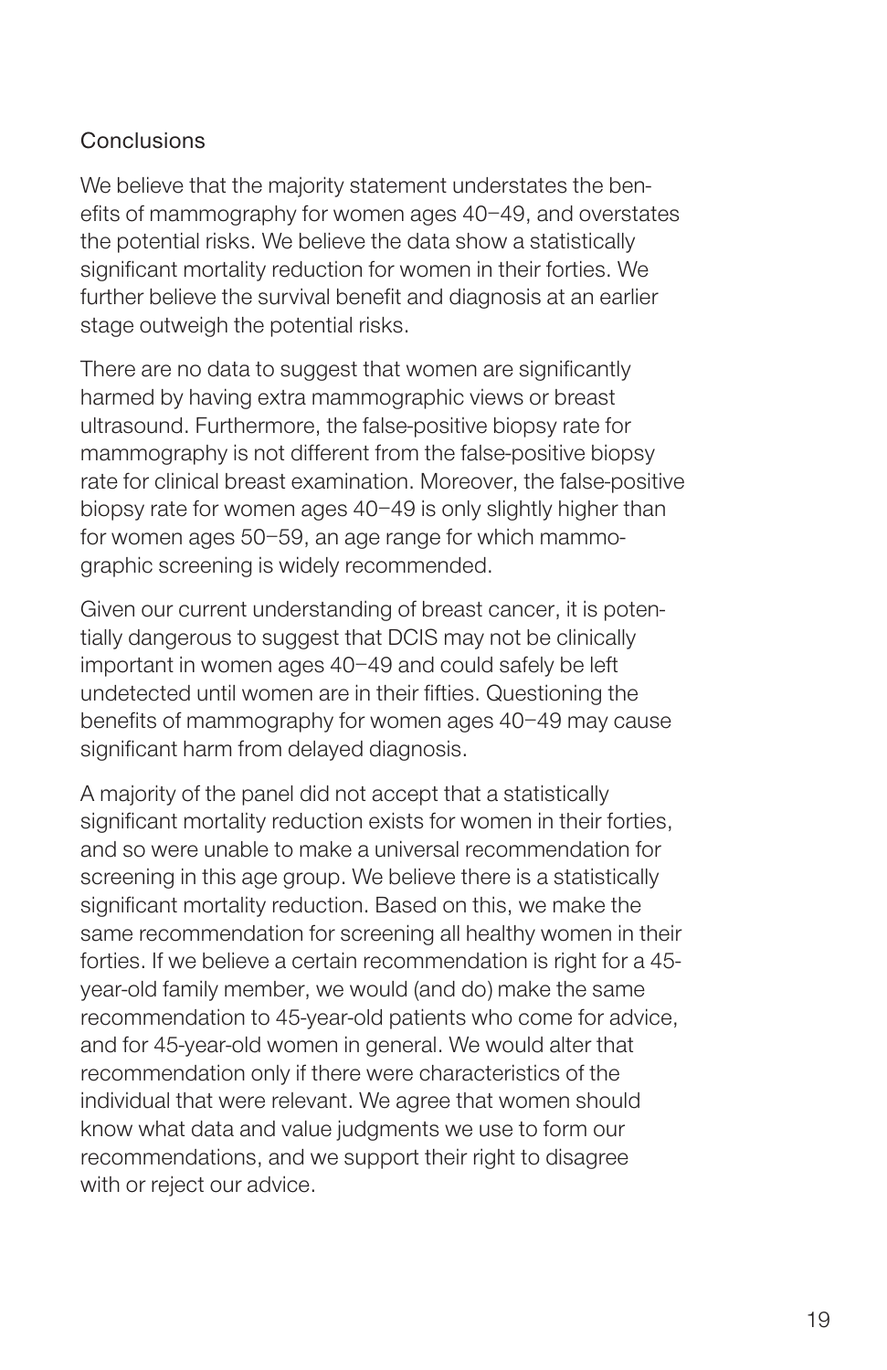## Conclusions

We believe that the majority statement understates the benefits of mammography for women ages 40–49, and overstates the potential risks. We believe the data show a statistically significant mortality reduction for women in their forties. We further believe the survival benefit and diagnosis at an earlier stage outweigh the potential risks.

There are no data to suggest that women are significantly harmed by having extra mammographic views or breast ultrasound. Furthermore, the false-positive biopsy rate for mammography is not different from the false-positive biopsy rate for clinical breast examination. Moreover, the false-positive biopsy rate for women ages 40–49 is only slightly higher than for women ages 50–59, an age range for which mammographic screening is widely recommended.

Given our current understanding of breast cancer, it is potentially dangerous to suggest that DCIS may not be clinically important in women ages 40–49 and could safely be left undetected until women are in their fifties. Questioning the benefits of mammography for women ages 40–49 may cause significant harm from delayed diagnosis.

A majority of the panel did not accept that a statistically significant mortality reduction exists for women in their forties, and so were unable to make a universal recommendation for screening in this age group. We believe there is a statistically significant mortality reduction. Based on this, we make the same recommendation for screening all healthy women in their forties. If we believe a certain recommendation is right for a 45-year-old family member, we would (and do) make the same recommendation to 45-year-old patients who come for advice, and for 45-year-old women in general. We would alter that recommendation only if there were characteristics of the individual that were relevant. We agree that women should know what data and value judgments we use to form our recommendations, and we support their right to disagree with or reject our advice.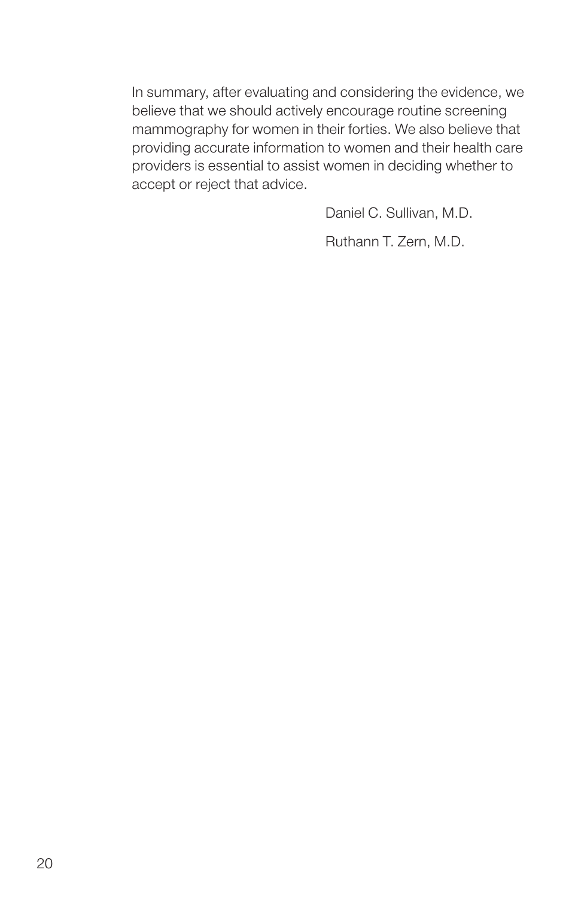In summary, after evaluating and considering the evidence, we believe that we should actively encourage routine screening mammography for women in their forties. We also believe that providing accurate information to women and their health care providers is essential to assist women in deciding whether to accept or reject that advice.

Daniel C. Sullivan, M.D.

Ruthann T. Zern, M.D.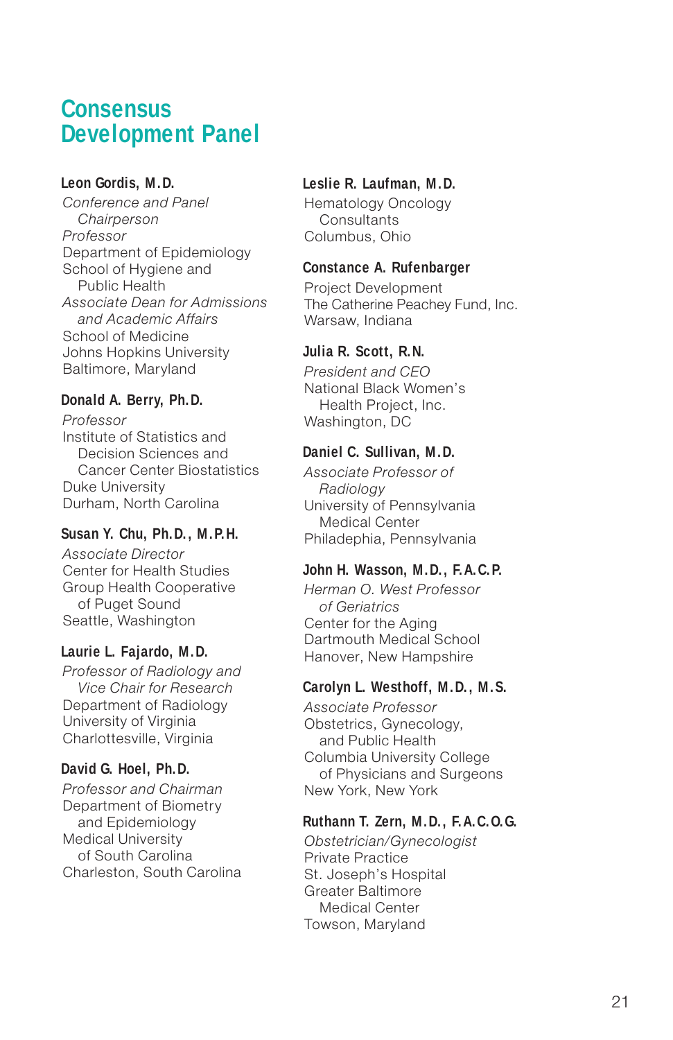# Consensus Development Panel

**Leon Gordis, M.D.**
*Conference and Panel Chairperson*
*Professor*
Department of Epidemiology
School of Hygiene and Public Health
*Associate Dean for Admissions and Academic Affairs*
School of Medicine
Johns Hopkins University
Baltimore, Maryland

**Donald A. Berry, Ph.D.**
*Professor*
Institute of Statistics and Decision Sciences and Cancer Center Biostatistics
Duke University
Durham, North Carolina

**Susan Y. Chu, Ph.D., M.P.H.**
*Associate Director*
Center for Health Studies
Group Health Cooperative of Puget Sound
Seattle, Washington

**Laurie L. Fajardo, M.D.**
*Professor of Radiology and Vice Chair for Research*
Department of Radiology
University of Virginia
Charlottesville, Virginia

**David G. Hoel, Ph.D.**
*Professor and Chairman*
Department of Biometry and Epidemiology
Medical University of South Carolina
Charleston, South Carolina

**Leslie R. Laufman, M.D.**
Hematology Oncology Consultants
Columbus, Ohio

**Constance A. Rufenbarger**
Project Development
The Catherine Peachey Fund, Inc.
Warsaw, Indiana

**Julia R. Scott, R.N.**
*President and CEO*
National Black Women's Health Project, Inc.
Washington, DC

**Daniel C. Sullivan, M.D.**
*Associate Professor of Radiology*
University of Pennsylvania Medical Center
Philadephia, Pennsylvania

**John H. Wasson, M.D., F.A.C.P.**
*Herman O. West Professor of Geriatrics*
Center for the Aging
Dartmouth Medical School
Hanover, New Hampshire

**Carolyn L. Westhoff, M.D., M.S.**
*Associate Professor*
Obstetrics, Gynecology, and Public Health
Columbia University College of Physicians and Surgeons
New York, New York

**Ruthann T. Zern, M.D., F.A.C.O.G.**
*Obstetrician/Gynecologist*
Private Practice
St. Joseph's Hospital
Greater Baltimore Medical Center
Towson, Maryland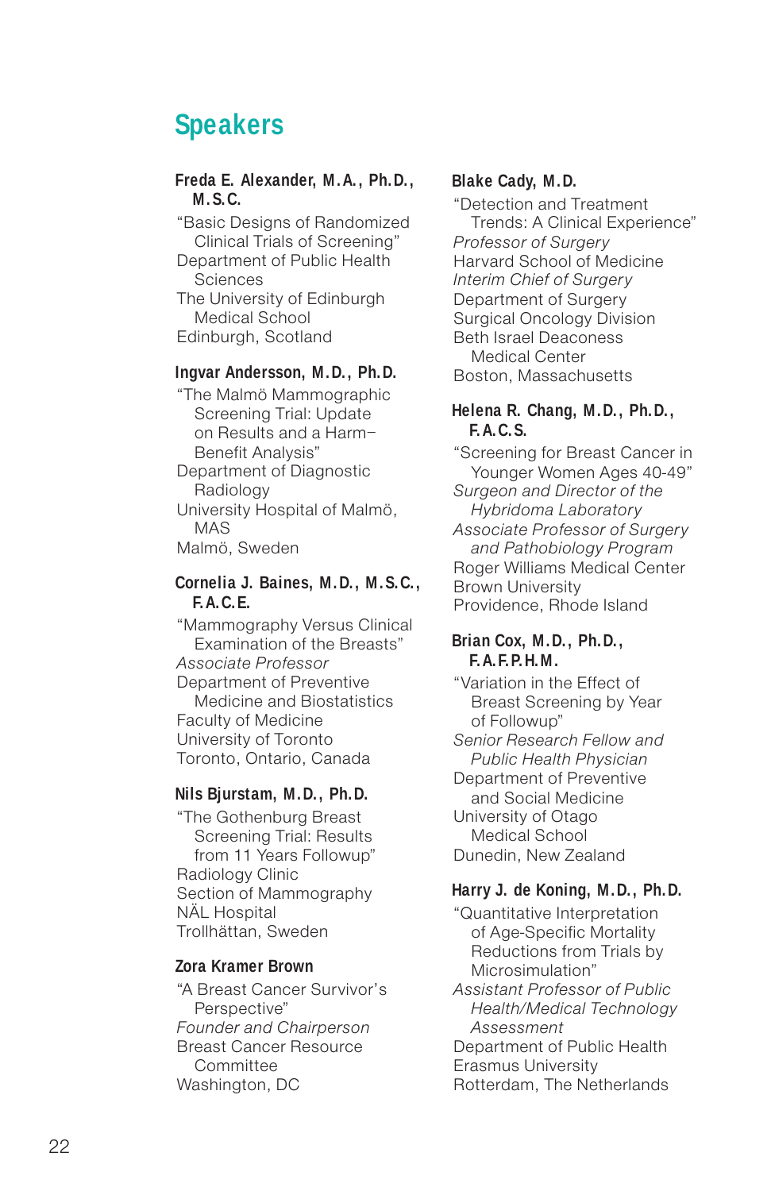## Speakers

**Freda E. Alexander, M.A., Ph.D., M.S.C.**
"Basic Designs of Randomized Clinical Trials of Screening"
Department of Public Health Sciences
The University of Edinburgh Medical School
Edinburgh, Scotland

**Ingvar Andersson, M.D., Ph.D.**
"The Malmö Mammographic Screening Trial: Update on Results and a Harm–Benefit Analysis"
Department of Diagnostic Radiology
University Hospital of Malmö, MAS
Malmö, Sweden

**Cornelia J. Baines, M.D., M.S.C., F.A.C.E.**
"Mammography Versus Clinical Examination of the Breasts"
*Associate Professor*
Department of Preventive Medicine and Biostatistics
Faculty of Medicine
University of Toronto
Toronto, Ontario, Canada

**Nils Bjurstam, M.D., Ph.D.**
"The Gothenburg Breast Screening Trial: Results from 11 Years Followup"
Radiology Clinic
Section of Mammography
NÄL Hospital
Trollhättan, Sweden

**Zora Kramer Brown**
"A Breast Cancer Survivor's Perspective"
*Founder and Chairperson*
Breast Cancer Resource Committee
Washington, DC

**Blake Cady, M.D.**
"Detection and Treatment Trends: A Clinical Experience"
*Professor of Surgery*
Harvard School of Medicine
*Interim Chief of Surgery*
Department of Surgery
Surgical Oncology Division
Beth Israel Deaconess Medical Center
Boston, Massachusetts

**Helena R. Chang, M.D., Ph.D., F.A.C.S.**
"Screening for Breast Cancer in Younger Women Ages 40-49"
*Surgeon and Director of the Hybridoma Laboratory*
*Associate Professor of Surgery and Pathobiology Program*
Roger Williams Medical Center
Brown University
Providence, Rhode Island

**Brian Cox, M.D., Ph.D., F.A.F.P.H.M.**
"Variation in the Effect of Breast Screening by Year of Followup"
*Senior Research Fellow and Public Health Physician*
Department of Preventive and Social Medicine
University of Otago Medical School
Dunedin, New Zealand

**Harry J. de Koning, M.D., Ph.D.**
"Quantitative Interpretation of Age-Specific Mortality Reductions from Trials by Microsimulation"
*Assistant Professor of Public Health/Medical Technology Assessment*
Department of Public Health
Erasmus University
Rotterdam, The Netherlands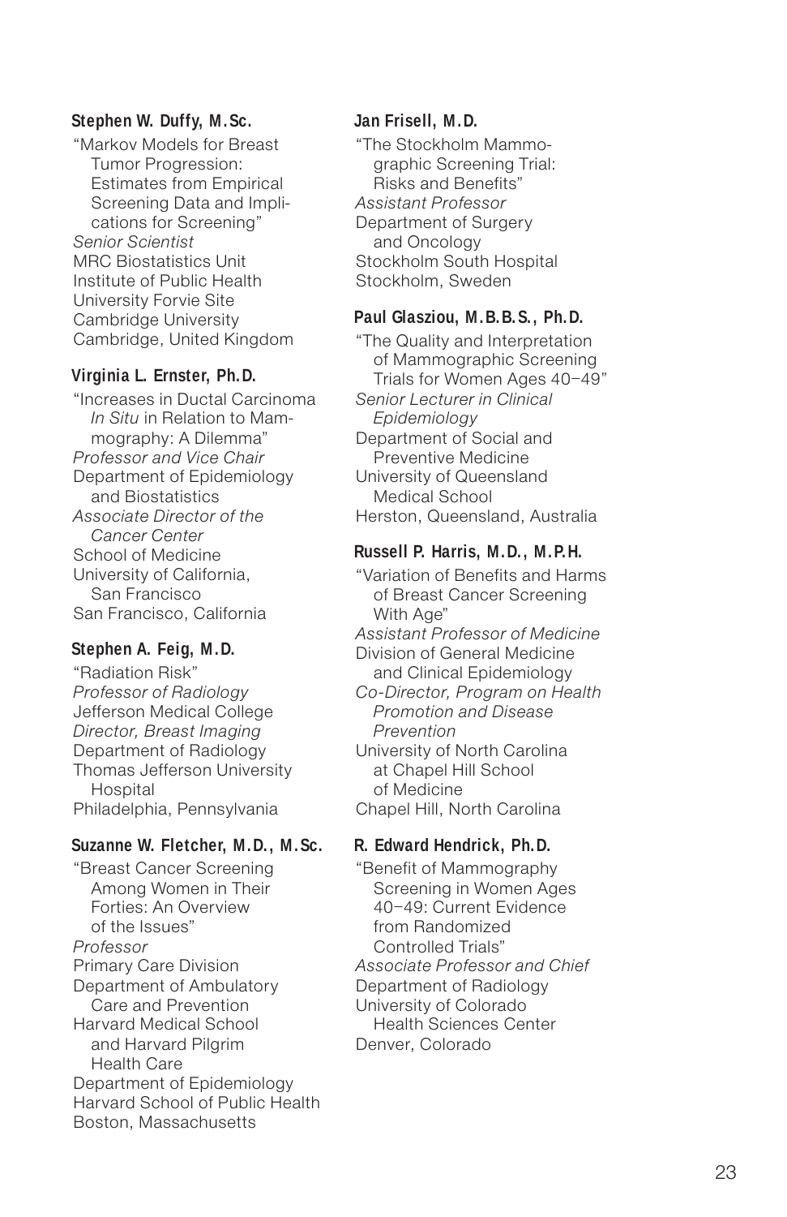**Stephen W. Duffy, M.Sc.**

"Markov Models for Breast Tumor Progression: Estimates from Empirical Screening Data and Implications for Screening"
*Senior Scientist*
MRC Biostatistics Unit
Institute of Public Health
University Forvie Site
Cambridge University
Cambridge, United Kingdom

**Virginia L. Ernster, Ph.D.**

"Increases in Ductal Carcinoma *In Situ* in Relation to Mammography: A Dilemma"
*Professor and Vice Chair*
Department of Epidemiology and Biostatistics
*Associate Director of the Cancer Center*
School of Medicine
University of California, San Francisco
San Francisco, California

**Stephen A. Feig, M.D.**

"Radiation Risk"
*Professor of Radiology*
Jefferson Medical College
*Director, Breast Imaging*
Department of Radiology
Thomas Jefferson University Hospital
Philadelphia, Pennsylvania

**Suzanne W. Fletcher, M.D., M.Sc.**

"Breast Cancer Screening Among Women in Their Forties: An Overview of the Issues"
*Professor*
Primary Care Division
Department of Ambulatory Care and Prevention
Harvard Medical School and Harvard Pilgrim Health Care
Department of Epidemiology
Harvard School of Public Health
Boston, Massachusetts

**Jan Frisell, M.D.**

"The Stockholm Mammographic Screening Trial: Risks and Benefits"
*Assistant Professor*
Department of Surgery and Oncology
Stockholm South Hospital
Stockholm, Sweden

**Paul Glasziou, M.B.B.S., Ph.D.**

"The Quality and Interpretation of Mammographic Screening Trials for Women Ages 40–49"
*Senior Lecturer in Clinical Epidemiology*
Department of Social and Preventive Medicine
University of Queensland Medical School
Herston, Queensland, Australia

**Russell P. Harris, M.D., M.P.H.**

"Variation of Benefits and Harms of Breast Cancer Screening With Age"
*Assistant Professor of Medicine*
Division of General Medicine and Clinical Epidemiology
*Co-Director, Program on Health Promotion and Disease Prevention*
University of North Carolina at Chapel Hill School of Medicine
Chapel Hill, North Carolina

**R. Edward Hendrick, Ph.D.**

"Benefit of Mammography Screening in Women Ages 40–49: Current Evidence from Randomized Controlled Trials"
*Associate Professor and Chief*
Department of Radiology
University of Colorado Health Sciences Center
Denver, Colorado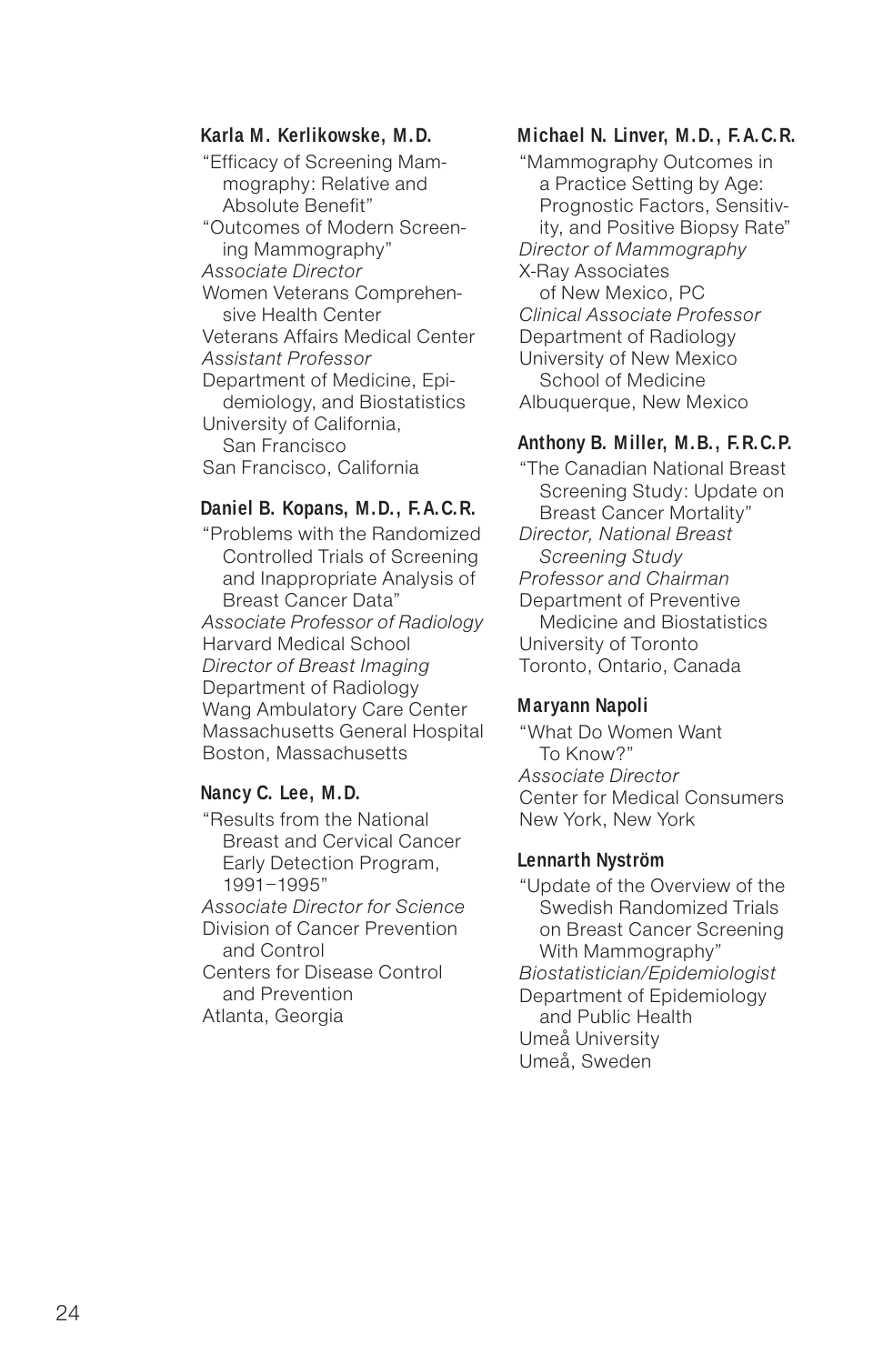**Karla M. Kerlikowske, M.D.**

"Efficacy of Screening Mammography: Relative and Absolute Benefit"
"Outcomes of Modern Screening Mammography"
*Associate Director*
Women Veterans Comprehensive Health Center
Veterans Affairs Medical Center
*Assistant Professor*
Department of Medicine, Epidemiology, and Biostatistics
University of California, San Francisco
San Francisco, California

**Daniel B. Kopans, M.D., F.A.C.R.**

"Problems with the Randomized Controlled Trials of Screening and Inappropriate Analysis of Breast Cancer Data"
*Associate Professor of Radiology*
Harvard Medical School
*Director of Breast Imaging*
Department of Radiology
Wang Ambulatory Care Center
Massachusetts General Hospital
Boston, Massachusetts

**Nancy C. Lee, M.D.**

"Results from the National Breast and Cervical Cancer Early Detection Program, 1991–1995"
*Associate Director for Science*
Division of Cancer Prevention and Control
Centers for Disease Control and Prevention
Atlanta, Georgia

**Michael N. Linver, M.D., F.A.C.R.**

"Mammography Outcomes in a Practice Setting by Age: Prognostic Factors, Sensitivity, and Positive Biopsy Rate"
*Director of Mammography*
X-Ray Associates of New Mexico, PC
*Clinical Associate Professor*
Department of Radiology
University of New Mexico School of Medicine
Albuquerque, New Mexico

**Anthony B. Miller, M.B., F.R.C.P.**

"The Canadian National Breast Screening Study: Update on Breast Cancer Mortality"
*Director, National Breast Screening Study*
*Professor and Chairman*
Department of Preventive Medicine and Biostatistics
University of Toronto
Toronto, Ontario, Canada

**Maryann Napoli**

"What Do Women Want To Know?"
*Associate Director*
Center for Medical Consumers
New York, New York

**Lennarth Nyström**

"Update of the Overview of the Swedish Randomized Trials on Breast Cancer Screening With Mammography"
*Biostatistician/Epidemiologist*
Department of Epidemiology and Public Health
Umeå University
Umeå, Sweden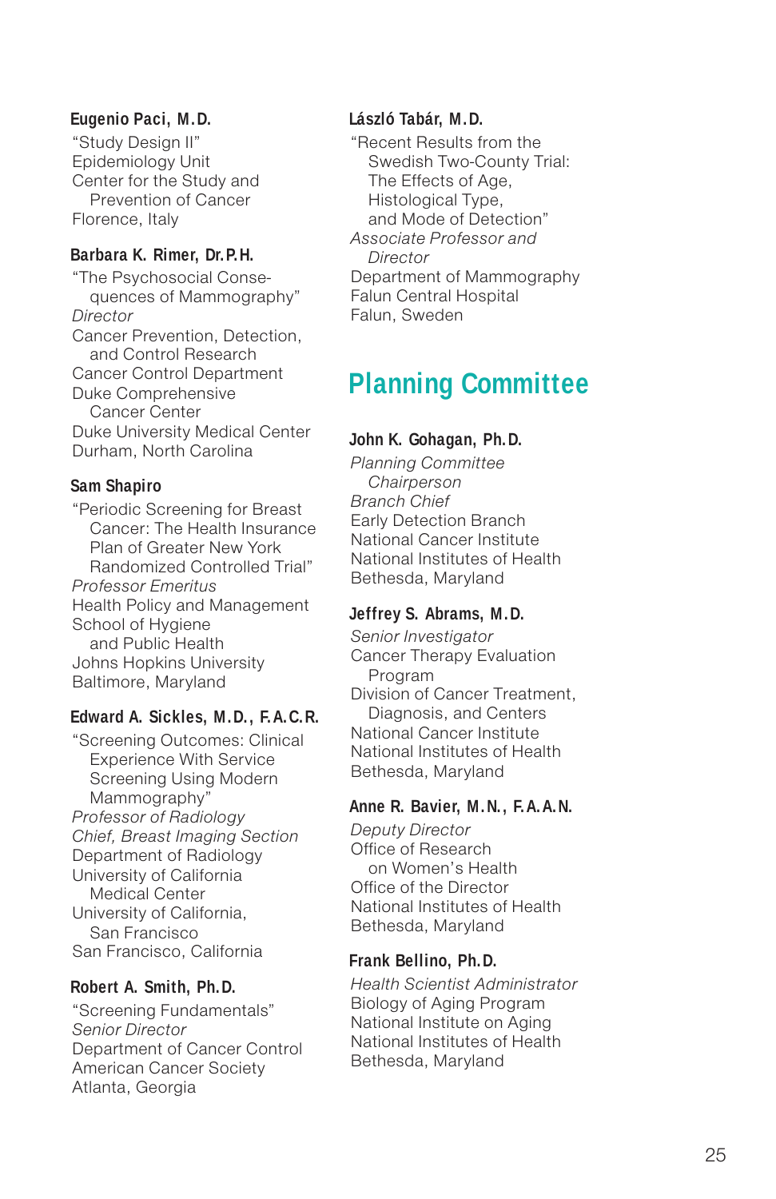**Eugenio Paci, M.D.**

"Study Design II"
Epidemiology Unit
Center for the Study and Prevention of Cancer
Florence, Italy

**Barbara K. Rimer, Dr.P.H.**

"The Psychosocial Consequences of Mammography"
*Director*
Cancer Prevention, Detection, and Control Research
Cancer Control Department
Duke Comprehensive Cancer Center
Duke University Medical Center
Durham, North Carolina

**Sam Shapiro**

"Periodic Screening for Breast Cancer: The Health Insurance Plan of Greater New York Randomized Controlled Trial"
*Professor Emeritus*
Health Policy and Management
School of Hygiene and Public Health
Johns Hopkins University
Baltimore, Maryland

**Edward A. Sickles, M.D., F.A.C.R.**

"Screening Outcomes: Clinical Experience With Service Screening Using Modern Mammography"
*Professor of Radiology*
*Chief, Breast Imaging Section*
Department of Radiology
University of California Medical Center
University of California, San Francisco
San Francisco, California

**Robert A. Smith, Ph.D.**

"Screening Fundamentals"
*Senior Director*
Department of Cancer Control
American Cancer Society
Atlanta, Georgia

**László Tabár, M.D.**

"Recent Results from the Swedish Two-County Trial: The Effects of Age, Histological Type, and Mode of Detection"
*Associate Professor and Director*
Department of Mammography
Falun Central Hospital
Falun, Sweden

## Planning Committee

**John K. Gohagan, Ph.D.**

*Planning Committee Chairperson*
*Branch Chief*
Early Detection Branch
National Cancer Institute
National Institutes of Health
Bethesda, Maryland

**Jeffrey S. Abrams, M.D.**

*Senior Investigator*
Cancer Therapy Evaluation Program
Division of Cancer Treatment, Diagnosis, and Centers
National Cancer Institute
National Institutes of Health
Bethesda, Maryland

**Anne R. Bavier, M.N., F.A.A.N.**

*Deputy Director*
Office of Research on Women's Health
Office of the Director
National Institutes of Health
Bethesda, Maryland

**Frank Bellino, Ph.D.**

*Health Scientist Administrator*
Biology of Aging Program
National Institute on Aging
National Institutes of Health
Bethesda, Maryland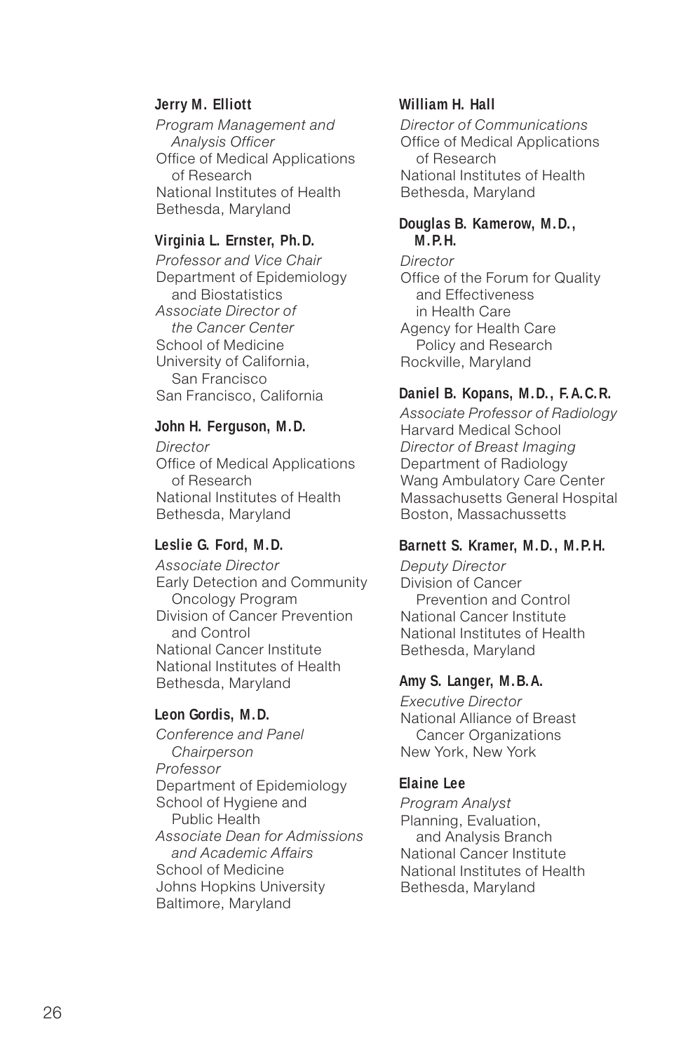**Jerry M. Elliott**
*Program Management and Analysis Officer*
Office of Medical Applications of Research
National Institutes of Health
Bethesda, Maryland

**Virginia L. Ernster, Ph.D.**
*Professor and Vice Chair*
Department of Epidemiology and Biostatistics
*Associate Director of the Cancer Center*
School of Medicine
University of California, San Francisco
San Francisco, California

**John H. Ferguson, M.D.**
*Director*
Office of Medical Applications of Research
National Institutes of Health
Bethesda, Maryland

**Leslie G. Ford, M.D.**
*Associate Director*
Early Detection and Community Oncology Program
Division of Cancer Prevention and Control
National Cancer Institute
National Institutes of Health
Bethesda, Maryland

**Leon Gordis, M.D.**
*Conference and Panel Chairperson*
*Professor*
Department of Epidemiology
School of Hygiene and Public Health
*Associate Dean for Admissions and Academic Affairs*
School of Medicine
Johns Hopkins University
Baltimore, Maryland

**William H. Hall**
*Director of Communications*
Office of Medical Applications of Research
National Institutes of Health
Bethesda, Maryland

**Douglas B. Kamerow, M.D., M.P.H.**
*Director*
Office of the Forum for Quality and Effectiveness in Health Care
Agency for Health Care Policy and Research
Rockville, Maryland

**Daniel B. Kopans, M.D., F.A.C.R.**
*Associate Professor of Radiology*
Harvard Medical School
*Director of Breast Imaging*
Department of Radiology
Wang Ambulatory Care Center
Massachusetts General Hospital
Boston, Massachussetts

**Barnett S. Kramer, M.D., M.P.H.**
*Deputy Director*
Division of Cancer Prevention and Control
National Cancer Institute
National Institutes of Health
Bethesda, Maryland

**Amy S. Langer, M.B.A.**
*Executive Director*
National Alliance of Breast Cancer Organizations
New York, New York

**Elaine Lee**
*Program Analyst*
Planning, Evaluation, and Analysis Branch
National Cancer Institute
National Institutes of Health
Bethesda, Maryland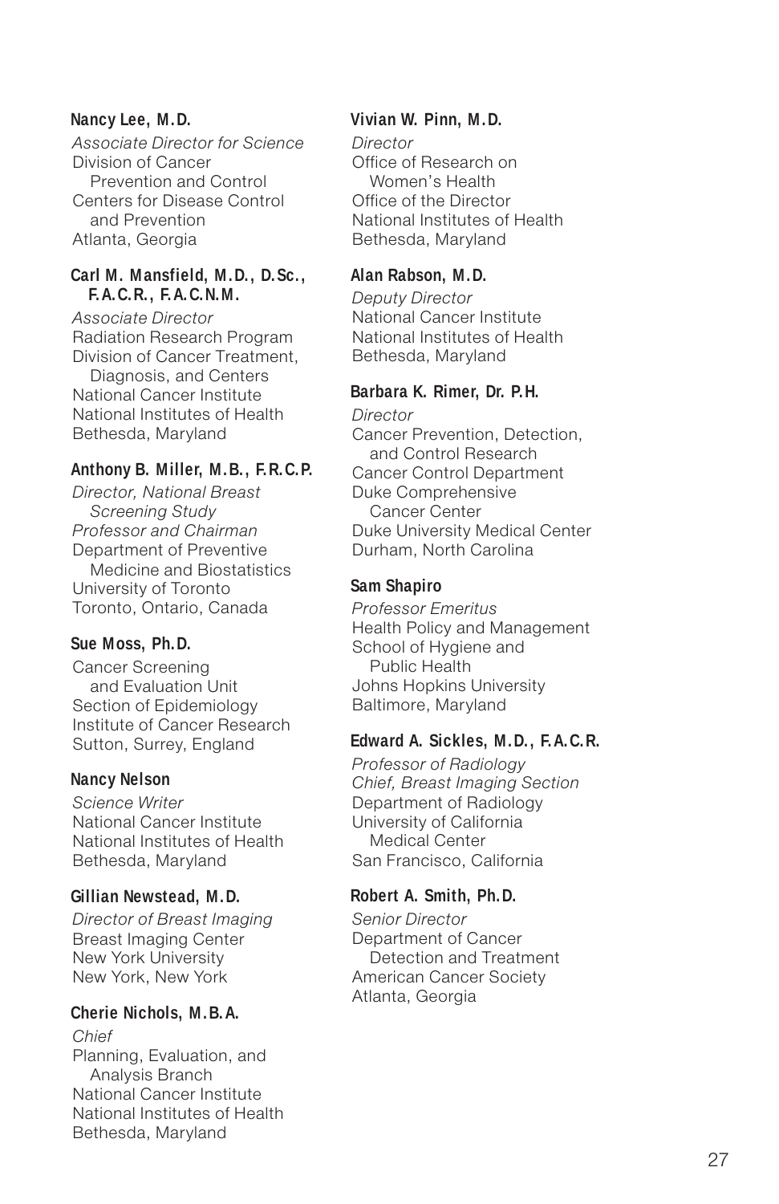**Nancy Lee, M.D.**
*Associate Director for Science*
Division of Cancer Prevention and Control
Centers for Disease Control and Prevention
Atlanta, Georgia

**Carl M. Mansfield, M.D., D.Sc., F.A.C.R., F.A.C.N.M.**
*Associate Director*
Radiation Research Program
Division of Cancer Treatment, Diagnosis, and Centers
National Cancer Institute
National Institutes of Health
Bethesda, Maryland

**Anthony B. Miller, M.B., F.R.C.P.**
*Director, National Breast Screening Study*
*Professor and Chairman*
Department of Preventive Medicine and Biostatistics
University of Toronto
Toronto, Ontario, Canada

**Sue Moss, Ph.D.**
Cancer Screening and Evaluation Unit
Section of Epidemiology
Institute of Cancer Research
Sutton, Surrey, England

**Nancy Nelson**
*Science Writer*
National Cancer Institute
National Institutes of Health
Bethesda, Maryland

**Gillian Newstead, M.D.**
*Director of Breast Imaging*
Breast Imaging Center
New York University
New York, New York

**Cherie Nichols, M.B.A.**
*Chief*
Planning, Evaluation, and Analysis Branch
National Cancer Institute
National Institutes of Health
Bethesda, Maryland

**Vivian W. Pinn, M.D.**
*Director*
Office of Research on Women's Health
Office of the Director
National Institutes of Health
Bethesda, Maryland

**Alan Rabson, M.D.**
*Deputy Director*
National Cancer Institute
National Institutes of Health
Bethesda, Maryland

**Barbara K. Rimer, Dr. P.H.**
*Director*
Cancer Prevention, Detection, and Control Research
Cancer Control Department
Duke Comprehensive Cancer Center
Duke University Medical Center
Durham, North Carolina

**Sam Shapiro**
*Professor Emeritus*
Health Policy and Management
School of Hygiene and Public Health
Johns Hopkins University
Baltimore, Maryland

**Edward A. Sickles, M.D., F.A.C.R.**
*Professor of Radiology*
*Chief, Breast Imaging Section*
Department of Radiology
University of California Medical Center
San Francisco, California

**Robert A. Smith, Ph.D.**
*Senior Director*
Department of Cancer Detection and Treatment
American Cancer Society
Atlanta, Georgia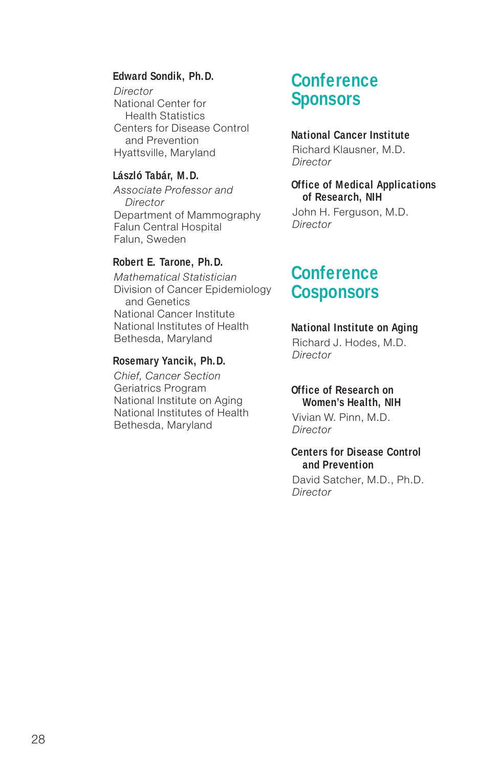**Edward Sondik, Ph.D.**
*Director*
National Center for Health Statistics
Centers for Disease Control and Prevention
Hyattsville, Maryland

**László Tabár, M.D.**
*Associate Professor and Director*
Department of Mammography
Falun Central Hospital
Falun, Sweden

**Robert E. Tarone, Ph.D.**
*Mathematical Statistician*
Division of Cancer Epidemiology and Genetics
National Cancer Institute
National Institutes of Health
Bethesda, Maryland

**Rosemary Yancik, Ph.D.**
*Chief, Cancer Section*
Geriatrics Program
National Institute on Aging
National Institutes of Health
Bethesda, Maryland

## Conference Sponsors

**National Cancer Institute**
Richard Klausner, M.D.
*Director*

**Office of Medical Applications of Research, NIH**
John H. Ferguson, M.D.
*Director*

## Conference Cosponsors

**National Institute on Aging**
Richard J. Hodes, M.D.
*Director*

**Office of Research on Women's Health, NIH**
Vivian W. Pinn, M.D.
*Director*

**Centers for Disease Control and Prevention**
David Satcher, M.D., Ph.D.
*Director*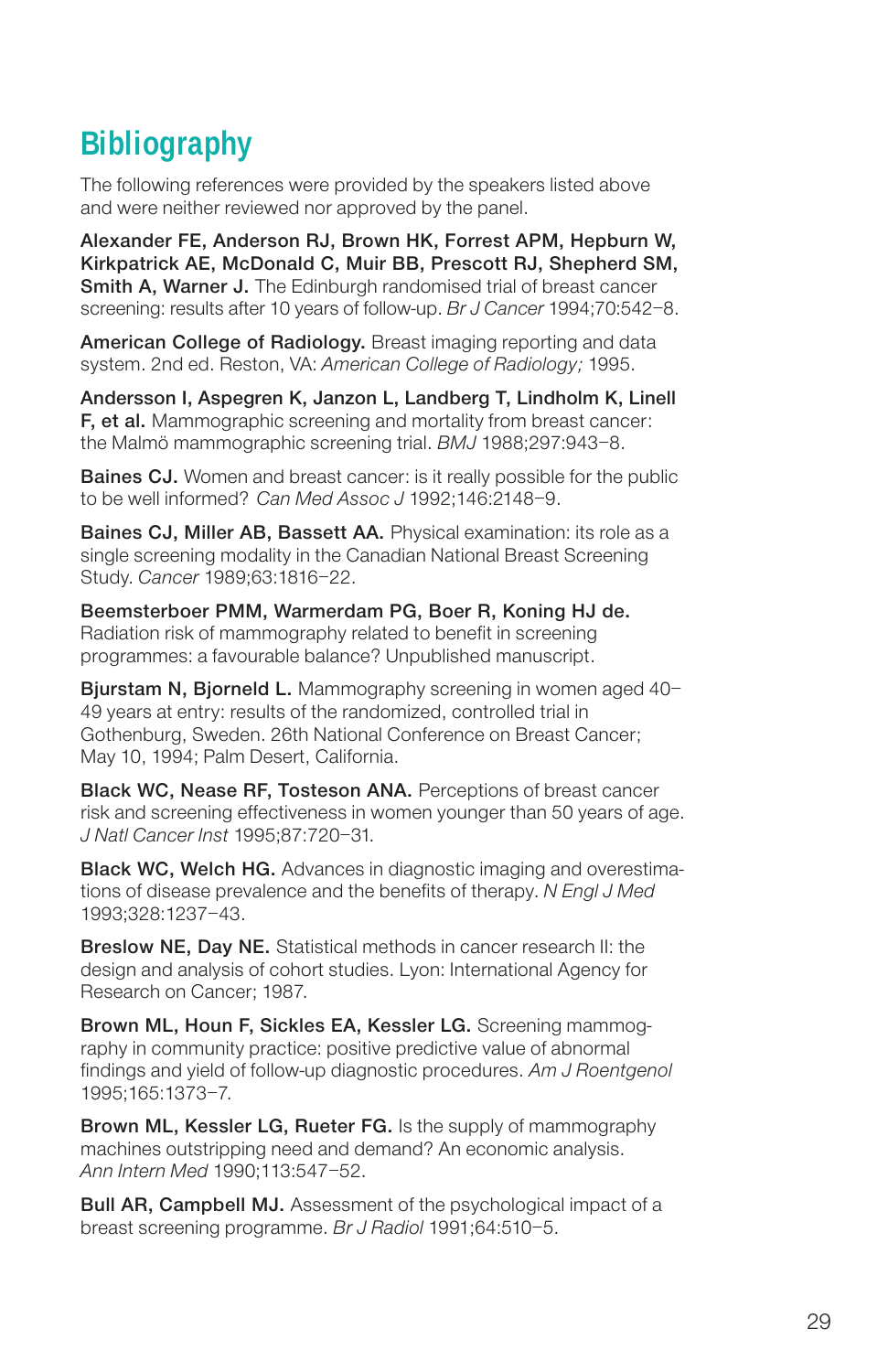# Bibliography

The following references were provided by the speakers listed above and were neither reviewed nor approved by the panel.

**Alexander FE, Anderson RJ, Brown HK, Forrest APM, Hepburn W, Kirkpatrick AE, McDonald C, Muir BB, Prescott RJ, Shepherd SM, Smith A, Warner J.** The Edinburgh randomised trial of breast cancer screening: results after 10 years of follow-up. *Br J Cancer* 1994;70:542–8.

**American College of Radiology.** Breast imaging reporting and data system. 2nd ed. Reston, VA: *American College of Radiology;* 1995.

**Andersson I, Aspegren K, Janzon L, Landberg T, Lindholm K, Linell F, et al.** Mammographic screening and mortality from breast cancer: the Malmö mammographic screening trial. *BMJ* 1988;297:943–8.

**Baines CJ.** Women and breast cancer: is it really possible for the public to be well informed? *Can Med Assoc J* 1992;146:2148–9.

**Baines CJ, Miller AB, Bassett AA.** Physical examination: its role as a single screening modality in the Canadian National Breast Screening Study. *Cancer* 1989;63:1816–22.

**Beemsterboer PMM, Warmerdam PG, Boer R, Koning HJ de.** Radiation risk of mammography related to benefit in screening programmes: a favourable balance? Unpublished manuscript.

**Bjurstam N, Bjorneld L.** Mammography screening in women aged 40–49 years at entry: results of the randomized, controlled trial in Gothenburg, Sweden. 26th National Conference on Breast Cancer; May 10, 1994; Palm Desert, California.

**Black WC, Nease RF, Tosteson ANA.** Perceptions of breast cancer risk and screening effectiveness in women younger than 50 years of age. *J Natl Cancer Inst* 1995;87:720–31.

**Black WC, Welch HG.** Advances in diagnostic imaging and overestimations of disease prevalence and the benefits of therapy. *N Engl J Med* 1993;328:1237–43.

**Breslow NE, Day NE.** Statistical methods in cancer research II: the design and analysis of cohort studies. Lyon: International Agency for Research on Cancer; 1987.

**Brown ML, Houn F, Sickles EA, Kessler LG.** Screening mammography in community practice: positive predictive value of abnormal findings and yield of follow-up diagnostic procedures. *Am J Roentgenol* 1995;165:1373–7.

**Brown ML, Kessler LG, Rueter FG.** Is the supply of mammography machines outstripping need and demand? An economic analysis. *Ann Intern Med* 1990;113:547–52.

**Bull AR, Campbell MJ.** Assessment of the psychological impact of a breast screening programme. *Br J Radiol* 1991;64:510–5.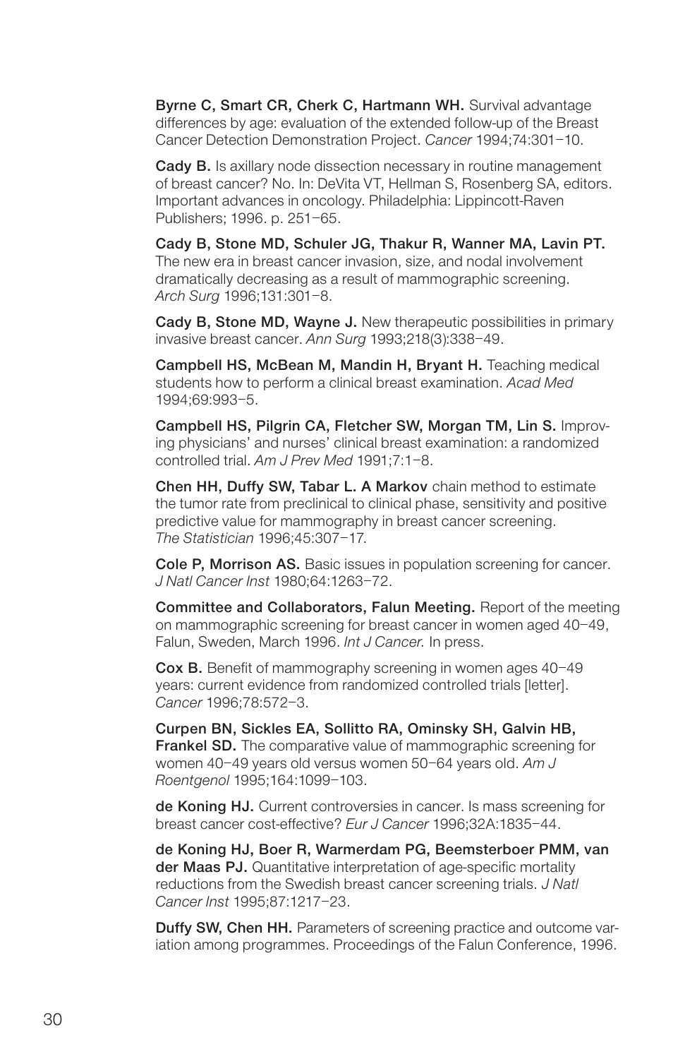**Byrne C, Smart CR, Cherk C, Hartmann WH.** Survival advantage differences by age: evaluation of the extended follow-up of the Breast Cancer Detection Demonstration Project. *Cancer* 1994;74:301–10.

**Cady B.** Is axillary node dissection necessary in routine management of breast cancer? No. In: DeVita VT, Hellman S, Rosenberg SA, editors. Important advances in oncology. Philadelphia: Lippincott-Raven Publishers; 1996. p. 251–65.

**Cady B, Stone MD, Schuler JG, Thakur R, Wanner MA, Lavin PT.** The new era in breast cancer invasion, size, and nodal involvement dramatically decreasing as a result of mammographic screening. *Arch Surg* 1996;131:301–8.

**Cady B, Stone MD, Wayne J.** New therapeutic possibilities in primary invasive breast cancer. *Ann Surg* 1993;218(3):338–49.

**Campbell HS, McBean M, Mandin H, Bryant H.** Teaching medical students how to perform a clinical breast examination. *Acad Med* 1994;69:993–5.

**Campbell HS, Pilgrin CA, Fletcher SW, Morgan TM, Lin S.** Improving physicians' and nurses' clinical breast examination: a randomized controlled trial. *Am J Prev Med* 1991;7:1–8.

**Chen HH, Duffy SW, Tabar L. A Markov** chain method to estimate the tumor rate from preclinical to clinical phase, sensitivity and positive predictive value for mammography in breast cancer screening. *The Statistician* 1996;45:307–17.

**Cole P, Morrison AS.** Basic issues in population screening for cancer. *J Natl Cancer Inst* 1980;64:1263–72.

**Committee and Collaborators, Falun Meeting.** Report of the meeting on mammographic screening for breast cancer in women aged 40–49, Falun, Sweden, March 1996. *Int J Cancer.* In press.

**Cox B.** Benefit of mammography screening in women ages 40–49 years: current evidence from randomized controlled trials [letter]. *Cancer* 1996;78:572–3.

**Curpen BN, Sickles EA, Sollitto RA, Ominsky SH, Galvin HB, Frankel SD.** The comparative value of mammographic screening for women 40–49 years old versus women 50–64 years old. *Am J Roentgenol* 1995;164:1099–103.

**de Koning HJ.** Current controversies in cancer. Is mass screening for breast cancer cost-effective? *Eur J Cancer* 1996;32A:1835–44.

**de Koning HJ, Boer R, Warmerdam PG, Beemsterboer PMM, van der Maas PJ.** Quantitative interpretation of age-specific mortality reductions from the Swedish breast cancer screening trials. *J Natl Cancer Inst* 1995;87:1217–23.

**Duffy SW, Chen HH.** Parameters of screening practice and outcome variation among programmes. Proceedings of the Falun Conference, 1996.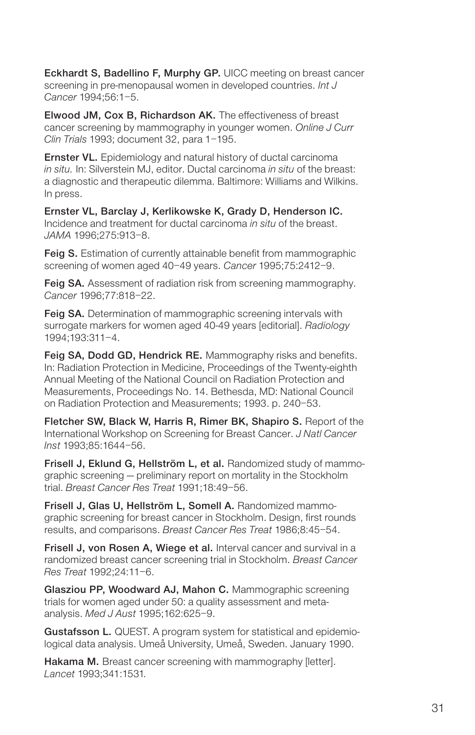**Eckhardt S, Badellino F, Murphy GP.** UICC meeting on breast cancer screening in pre-menopausal women in developed countries. *Int J Cancer* 1994;56:1–5.

**Elwood JM, Cox B, Richardson AK.** The effectiveness of breast cancer screening by mammography in younger women. *Online J Curr Clin Trials* 1993; document 32, para 1–195.

**Ernster VL.** Epidemiology and natural history of ductal carcinoma *in situ.* In: Silverstein MJ, editor. Ductal carcinoma *in situ* of the breast: a diagnostic and therapeutic dilemma. Baltimore: Williams and Wilkins. In press.

**Ernster VL, Barclay J, Kerlikowske K, Grady D, Henderson IC.** Incidence and treatment for ductal carcinoma *in situ* of the breast. *JAMA* 1996;275:913–8.

**Feig S.** Estimation of currently attainable benefit from mammographic screening of women aged 40–49 years. *Cancer* 1995;75:2412–9.

**Feig SA.** Assessment of radiation risk from screening mammography. *Cancer* 1996;77:818–22.

**Feig SA.** Determination of mammographic screening intervals with surrogate markers for women aged 40-49 years [editorial]. *Radiology* 1994;193:311–4.

**Feig SA, Dodd GD, Hendrick RE.** Mammography risks and benefits. In: Radiation Protection in Medicine, Proceedings of the Twenty-eighth Annual Meeting of the National Council on Radiation Protection and Measurements, Proceedings No. 14. Bethesda, MD: National Council on Radiation Protection and Measurements; 1993. p. 240–53.

**Fletcher SW, Black W, Harris R, Rimer BK, Shapiro S.** Report of the International Workshop on Screening for Breast Cancer. *J Natl Cancer Inst* 1993;85:1644–56.

**Frisell J, Eklund G, Hellström L, et al.** Randomized study of mammographic screening — preliminary report on mortality in the Stockholm trial. *Breast Cancer Res Treat* 1991;18:49–56.

**Frisell J, Glas U, Hellström L, Somell A.** Randomized mammographic screening for breast cancer in Stockholm. Design, first rounds results, and comparisons. *Breast Cancer Res Treat* 1986;8:45–54.

**Frisell J, von Rosen A, Wiege et al.** Interval cancer and survival in a randomized breast cancer screening trial in Stockholm. *Breast Cancer Res Treat* 1992;24:11–6.

**Glasziou PP, Woodward AJ, Mahon C.** Mammographic screening trials for women aged under 50: a quality assessment and meta-analysis. *Med J Aust* 1995;162:625–9.

**Gustafsson L.** QUEST. A program system for statistical and epidemiological data analysis. Umeå University, Umeå, Sweden. January 1990.

**Hakama M.** Breast cancer screening with mammography [letter]. *Lancet* 1993;341:1531.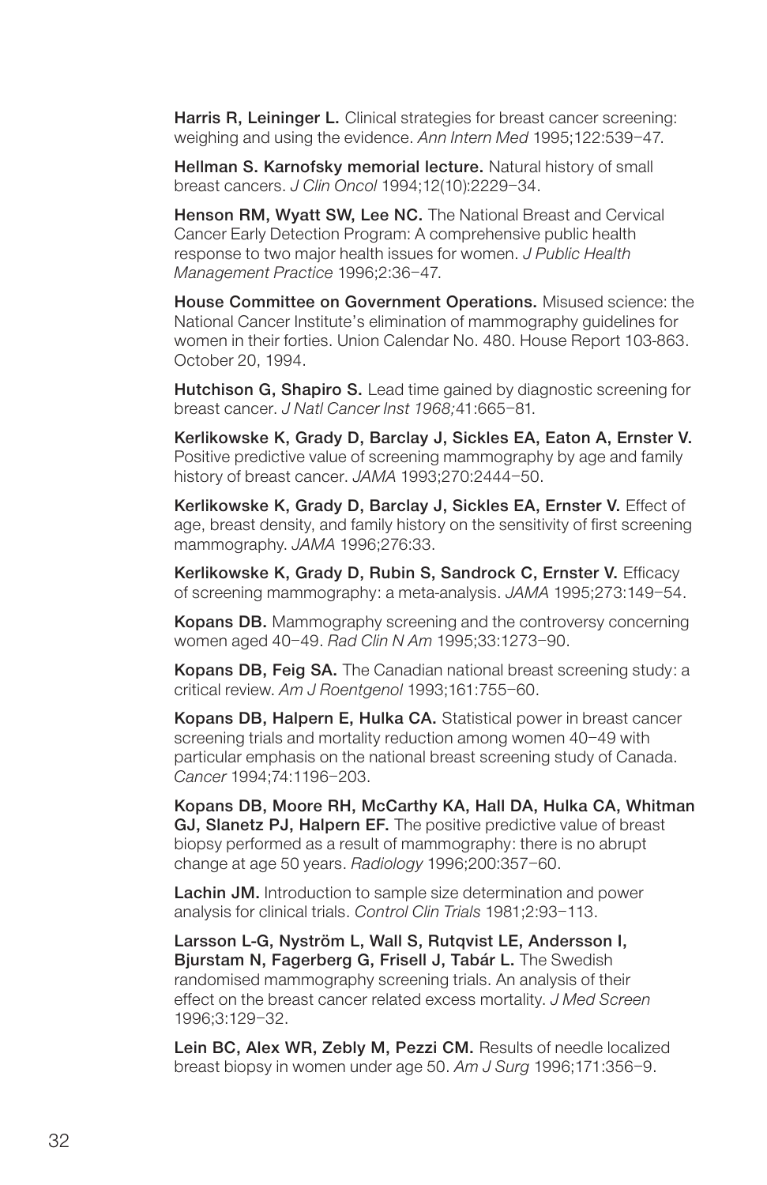**Harris R, Leininger L.** Clinical strategies for breast cancer screening: weighing and using the evidence. *Ann Intern Med* 1995;122:539–47.

**Hellman S. Karnofsky memorial lecture.** Natural history of small breast cancers. *J Clin Oncol* 1994;12(10):2229–34.

**Henson RM, Wyatt SW, Lee NC.** The National Breast and Cervical Cancer Early Detection Program: A comprehensive public health response to two major health issues for women. *J Public Health Management Practice* 1996;2:36–47.

**House Committee on Government Operations.** Misused science: the National Cancer Institute's elimination of mammography guidelines for women in their forties. Union Calendar No. 480. House Report 103-863. October 20, 1994.

**Hutchison G, Shapiro S.** Lead time gained by diagnostic screening for breast cancer. *J Natl Cancer Inst 1968;*41:665–81.

**Kerlikowske K, Grady D, Barclay J, Sickles EA, Eaton A, Ernster V.** Positive predictive value of screening mammography by age and family history of breast cancer. *JAMA* 1993;270:2444–50.

**Kerlikowske K, Grady D, Barclay J, Sickles EA, Ernster V.** Effect of age, breast density, and family history on the sensitivity of first screening mammography. *JAMA* 1996;276:33.

**Kerlikowske K, Grady D, Rubin S, Sandrock C, Ernster V.** Efficacy of screening mammography: a meta-analysis. *JAMA* 1995;273:149–54.

**Kopans DB.** Mammography screening and the controversy concerning women aged 40–49. *Rad Clin N Am* 1995;33:1273–90.

**Kopans DB, Feig SA.** The Canadian national breast screening study: a critical review. *Am J Roentgenol* 1993;161:755–60.

**Kopans DB, Halpern E, Hulka CA.** Statistical power in breast cancer screening trials and mortality reduction among women 40–49 with particular emphasis on the national breast screening study of Canada. *Cancer* 1994;74:1196–203.

**Kopans DB, Moore RH, McCarthy KA, Hall DA, Hulka CA, Whitman GJ, Slanetz PJ, Halpern EF.** The positive predictive value of breast biopsy performed as a result of mammography: there is no abrupt change at age 50 years. *Radiology* 1996;200:357–60.

**Lachin JM.** Introduction to sample size determination and power analysis for clinical trials. *Control Clin Trials* 1981;2:93–113.

**Larsson L-G, Nyström L, Wall S, Rutqvist LE, Andersson I, Bjurstam N, Fagerberg G, Frisell J, Tabár L.** The Swedish randomised mammography screening trials. An analysis of their effect on the breast cancer related excess mortality. *J Med Screen* 1996;3:129–32.

**Lein BC, Alex WR, Zebly M, Pezzi CM.** Results of needle localized breast biopsy in women under age 50. *Am J Surg* 1996;171:356–9.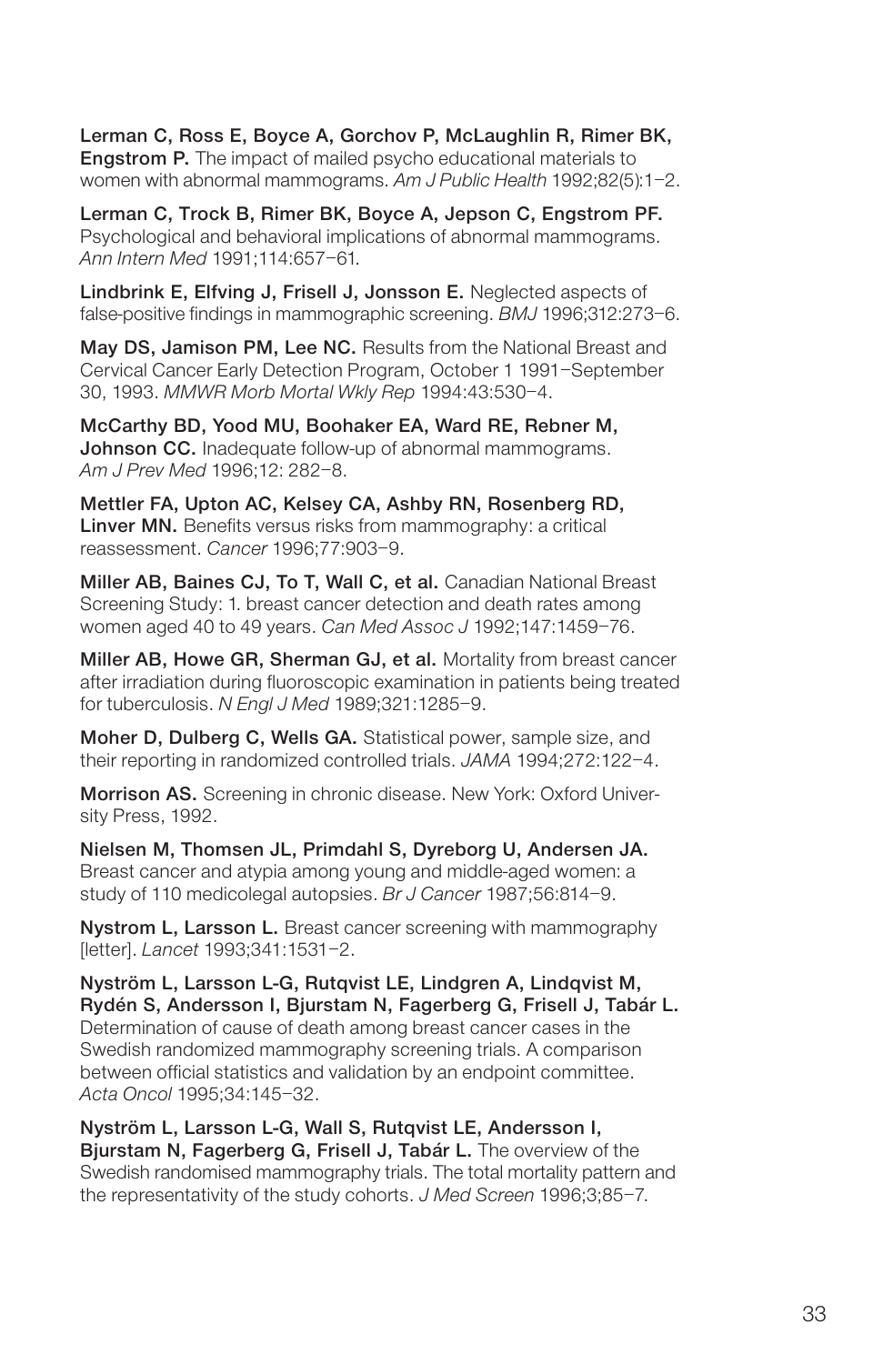**Lerman C, Ross E, Boyce A, Gorchov P, McLaughlin R, Rimer BK, Engstrom P.** The impact of mailed psycho educational materials to women with abnormal mammograms. *Am J Public Health* 1992;82(5):1–2.

**Lerman C, Trock B, Rimer BK, Boyce A, Jepson C, Engstrom PF.** Psychological and behavioral implications of abnormal mammograms. *Ann Intern Med* 1991;114:657–61.

**Lindbrink E, Elfving J, Frisell J, Jonsson E.** Neglected aspects of false-positive findings in mammographic screening. *BMJ* 1996;312:273–6.

**May DS, Jamison PM, Lee NC.** Results from the National Breast and Cervical Cancer Early Detection Program, October 1 1991–September 30, 1993. *MMWR Morb Mortal Wkly Rep* 1994:43:530–4.

**McCarthy BD, Yood MU, Boohaker EA, Ward RE, Rebner M, Johnson CC.** Inadequate follow-up of abnormal mammograms. *Am J Prev Med* 1996;12: 282–8.

**Mettler FA, Upton AC, Kelsey CA, Ashby RN, Rosenberg RD, Linver MN.** Benefits versus risks from mammography: a critical reassessment. *Cancer* 1996;77:903–9.

**Miller AB, Baines CJ, To T, Wall C, et al.** Canadian National Breast Screening Study: 1. breast cancer detection and death rates among women aged 40 to 49 years. *Can Med Assoc J* 1992;147:1459–76.

**Miller AB, Howe GR, Sherman GJ, et al.** Mortality from breast cancer after irradiation during fluoroscopic examination in patients being treated for tuberculosis. *N Engl J Med* 1989;321:1285–9.

**Moher D, Dulberg C, Wells GA.** Statistical power, sample size, and their reporting in randomized controlled trials. *JAMA* 1994;272:122–4.

**Morrison AS.** Screening in chronic disease. New York: Oxford University Press, 1992.

**Nielsen M, Thomsen JL, Primdahl S, Dyreborg U, Andersen JA.** Breast cancer and atypia among young and middle-aged women: a study of 110 medicolegal autopsies. *Br J Cancer* 1987;56:814–9.

**Nystrom L, Larsson L.** Breast cancer screening with mammography [letter]. *Lancet* 1993;341:1531–2.

**Nyström L, Larsson L-G, Rutqvist LE, Lindgren A, Lindqvist M, Rydén S, Andersson I, Bjurstam N, Fagerberg G, Frisell J, Tabár L.** Determination of cause of death among breast cancer cases in the Swedish randomized mammography screening trials. A comparison between official statistics and validation by an endpoint committee. *Acta Oncol* 1995;34:145–32.

**Nyström L, Larsson L-G, Wall S, Rutqvist LE, Andersson I, Bjurstam N, Fagerberg G, Frisell J, Tabár L.** The overview of the Swedish randomised mammography trials. The total mortality pattern and the representativity of the study cohorts. *J Med Screen* 1996;3;85–7.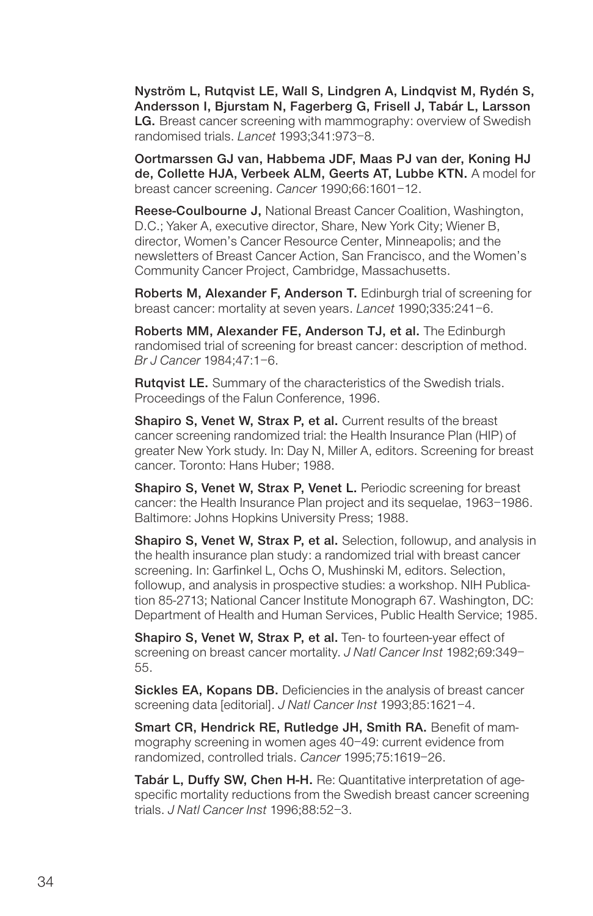**Nyström L, Rutqvist LE, Wall S, Lindgren A, Lindqvist M, Rydén S, Andersson I, Bjurstam N, Fagerberg G, Frisell J, Tabár L, Larsson LG.** Breast cancer screening with mammography: overview of Swedish randomised trials. *Lancet* 1993;341:973–8.

**Oortmarssen GJ van, Habbema JDF, Maas PJ van der, Koning HJ de, Collette HJA, Verbeek ALM, Geerts AT, Lubbe KTN.** A model for breast cancer screening. *Cancer* 1990;66:1601–12.

**Reese-Coulbourne J,** National Breast Cancer Coalition, Washington, D.C.; Yaker A, executive director, Share, New York City; Wiener B, director, Women's Cancer Resource Center, Minneapolis; and the newsletters of Breast Cancer Action, San Francisco, and the Women's Community Cancer Project, Cambridge, Massachusetts.

**Roberts M, Alexander F, Anderson T.** Edinburgh trial of screening for breast cancer: mortality at seven years. *Lancet* 1990;335:241–6.

**Roberts MM, Alexander FE, Anderson TJ, et al.** The Edinburgh randomised trial of screening for breast cancer: description of method. *Br J Cancer* 1984;47:1–6.

**Rutqvist LE.** Summary of the characteristics of the Swedish trials. Proceedings of the Falun Conference, 1996.

**Shapiro S, Venet W, Strax P, et al.** Current results of the breast cancer screening randomized trial: the Health Insurance Plan (HIP) of greater New York study. In: Day N, Miller A, editors. Screening for breast cancer. Toronto: Hans Huber; 1988.

**Shapiro S, Venet W, Strax P, Venet L.** Periodic screening for breast cancer: the Health Insurance Plan project and its sequelae, 1963–1986. Baltimore: Johns Hopkins University Press; 1988.

**Shapiro S, Venet W, Strax P, et al.** Selection, followup, and analysis in the health insurance plan study: a randomized trial with breast cancer screening. In: Garfinkel L, Ochs O, Mushinski M, editors. Selection, followup, and analysis in prospective studies: a workshop. NIH Publication 85-2713; National Cancer Institute Monograph 67. Washington, DC: Department of Health and Human Services, Public Health Service; 1985.

**Shapiro S, Venet W, Strax P, et al.** Ten- to fourteen-year effect of screening on breast cancer mortality. *J Natl Cancer Inst* 1982;69:349–55.

**Sickles EA, Kopans DB.** Deficiencies in the analysis of breast cancer screening data [editorial]. *J Natl Cancer Inst* 1993;85:1621–4.

**Smart CR, Hendrick RE, Rutledge JH, Smith RA.** Benefit of mammography screening in women ages 40–49: current evidence from randomized, controlled trials. *Cancer* 1995;75:1619–26.

**Tabár L, Duffy SW, Chen H-H.** Re: Quantitative interpretation of age-specific mortality reductions from the Swedish breast cancer screening trials. *J Natl Cancer Inst* 1996;88:52–3.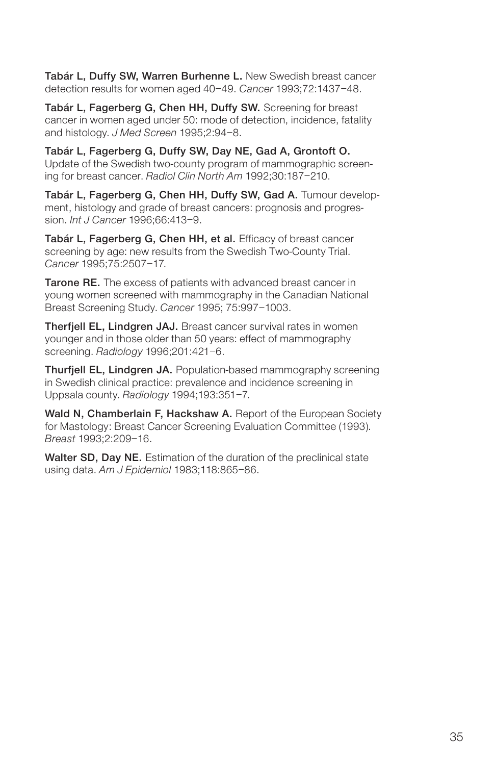**Tabár L, Duffy SW, Warren Burhenne L.** New Swedish breast cancer detection results for women aged 40–49. *Cancer* 1993;72:1437–48.

**Tabár L, Fagerberg G, Chen HH, Duffy SW.** Screening for breast cancer in women aged under 50: mode of detection, incidence, fatality and histology. *J Med Screen* 1995;2:94–8.

**Tabár L, Fagerberg G, Duffy SW, Day NE, Gad A, Grontoft O.** Update of the Swedish two-county program of mammographic screening for breast cancer. *Radiol Clin North Am* 1992;30:187–210.

**Tabár L, Fagerberg G, Chen HH, Duffy SW, Gad A.** Tumour development, histology and grade of breast cancers: prognosis and progression. *Int J Cancer* 1996;66:413–9.

**Tabár L, Fagerberg G, Chen HH, et al.** Efficacy of breast cancer screening by age: new results from the Swedish Two-County Trial. *Cancer* 1995;75:2507–17.

**Tarone RE.** The excess of patients with advanced breast cancer in young women screened with mammography in the Canadian National Breast Screening Study. *Cancer* 1995; 75:997–1003.

**Therfjell EL, Lindgren JAJ.** Breast cancer survival rates in women younger and in those older than 50 years: effect of mammography screening. *Radiology* 1996;201:421–6.

**Thurfjell EL, Lindgren JA.** Population-based mammography screening in Swedish clinical practice: prevalence and incidence screening in Uppsala county. *Radiology* 1994;193:351–7.

**Wald N, Chamberlain F, Hackshaw A.** Report of the European Society for Mastology: Breast Cancer Screening Evaluation Committee (1993). *Breast* 1993;2:209–16.

**Walter SD, Day NE.** Estimation of the duration of the preclinical state using data. *Am J Epidemiol* 1983;118:865–86.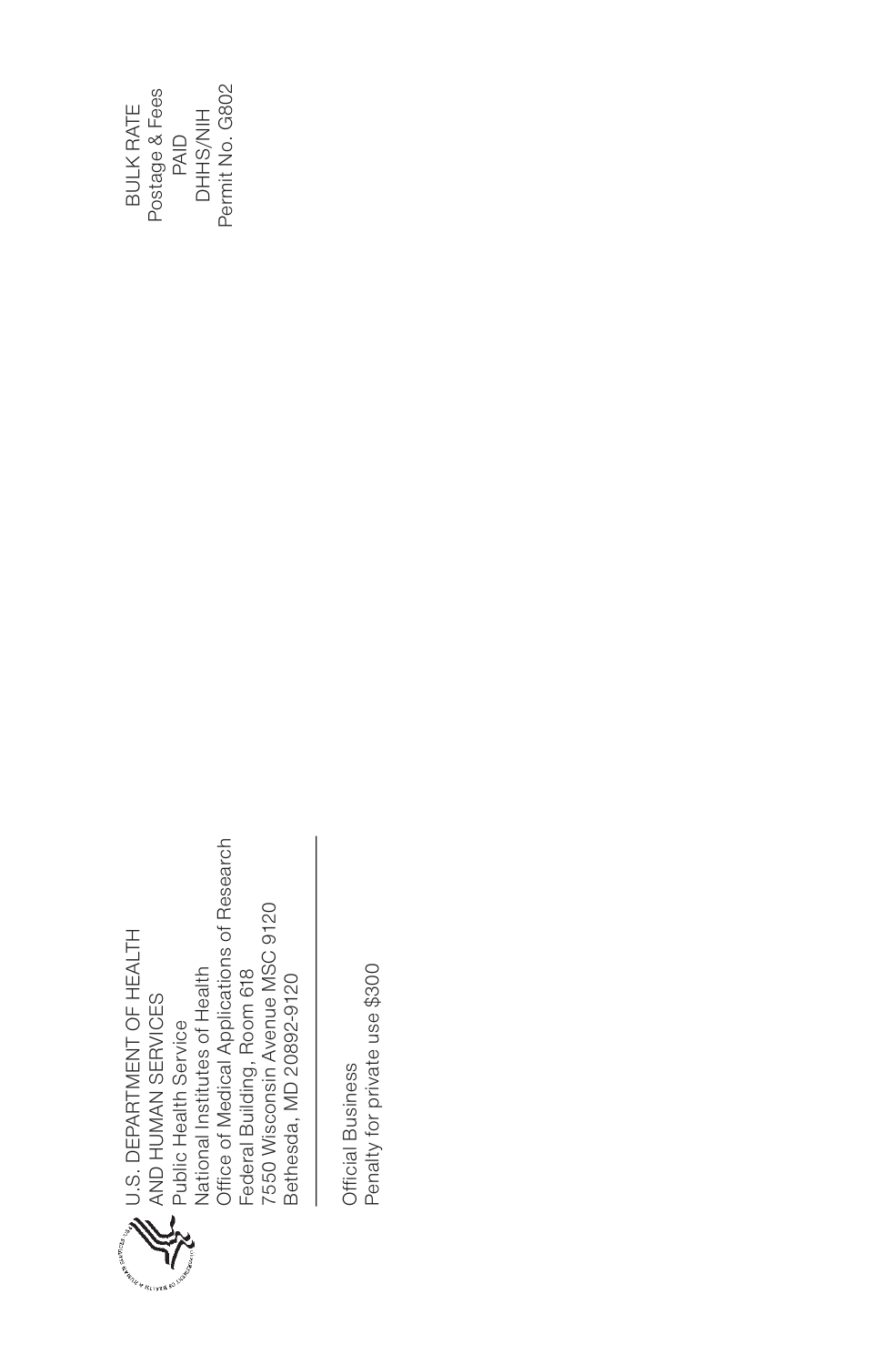U.S. DEPARTMENT OF HEALTH
AND HUMAN SERVICES
Public Health Service
National Institutes of Health
Office of Medical Applications of Research
Federal Building, Room 618
7550 Wisconsin Avenue MSC 9120
Bethesda, MD 20892-9120

---

Official Business
Penalty for private use $300

BULK RATE
Postage & Fees
PAID
DHHS/NIH
Permit No. G802